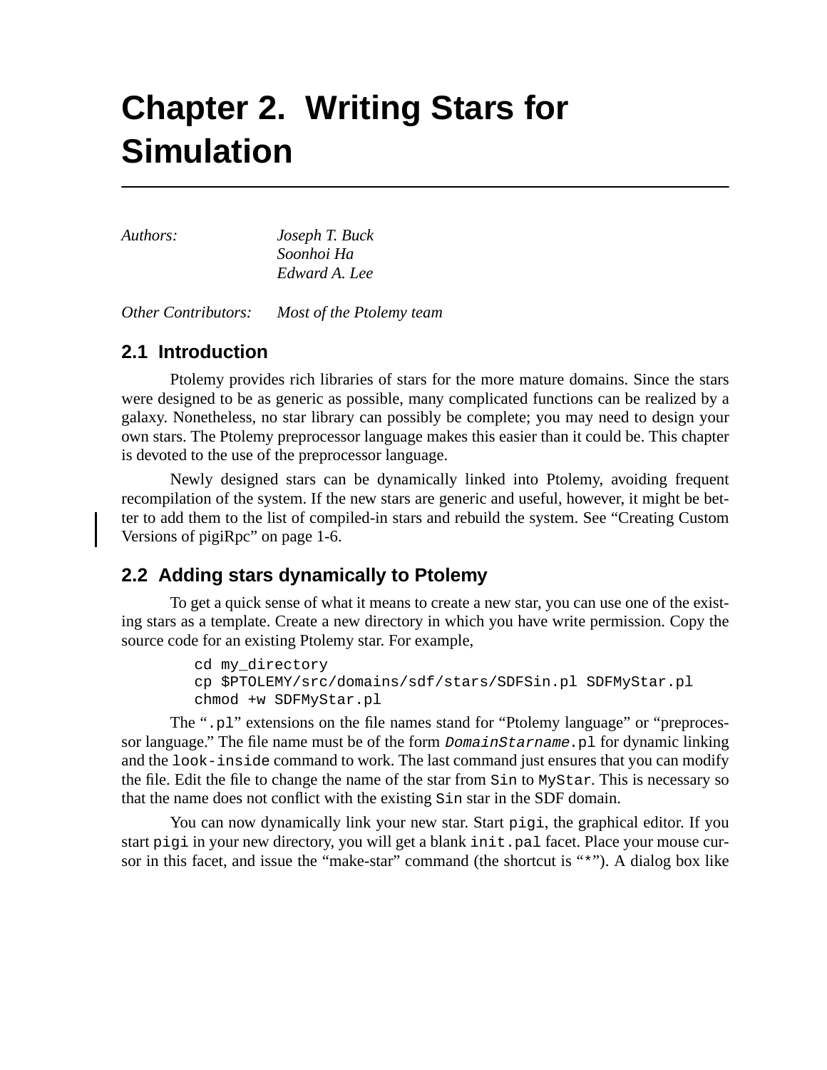# Chapter 2. Writing Stars for Simulation

*Authors:* *Joseph T. Buck*
*Soonhoi Ha*
*Edward A. Lee*

*Other Contributors:* *Most of the Ptolemy team*

## 2.1 Introduction

Ptolemy provides rich libraries of stars for the more mature domains. Since the stars were designed to be as generic as possible, many complicated functions can be realized by a galaxy. Nonetheless, no star library can possibly be complete; you may need to design your own stars. The Ptolemy preprocessor language makes this easier than it could be. This chapter is devoted to the use of the preprocessor language.

Newly designed stars can be dynamically linked into Ptolemy, avoiding frequent recompilation of the system. If the new stars are generic and useful, however, it might be better to add them to the list of compiled-in stars and rebuild the system. See "Creating Custom Versions of pigiRpc" on page 1-6.

## 2.2 Adding stars dynamically to Ptolemy

To get a quick sense of what it means to create a new star, you can use one of the existing stars as a template. Create a new directory in which you have write permission. Copy the source code for an existing Ptolemy star. For example,

```
cd my_directory
cp $PTOLEMY/src/domains/sdf/stars/SDFSin.pl SDFMyStar.pl
chmod +w SDFMyStar.pl
```

The "`.pl`" extensions on the file names stand for "Ptolemy language" or "preprocessor language." The file name must be of the form *`DomainStarname`*`.pl` for dynamic linking and the `look-inside` command to work. The last command just ensures that you can modify the file. Edit the file to change the name of the star from `Sin` to `MyStar`. This is necessary so that the name does not conflict with the existing `Sin` star in the SDF domain.

You can now dynamically link your new star. Start `pigi`, the graphical editor. If you start `pigi` in your new directory, you will get a blank `init.pal` facet. Place your mouse cursor in this facet, and issue the "make-star" command (the shortcut is "`*`"). A dialog box like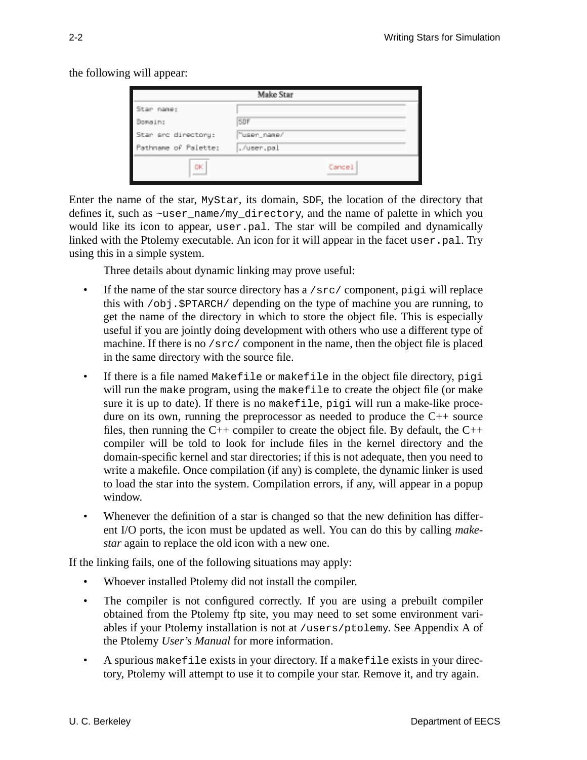the following will appear:

| Make Star | |
|---|---|
| Star name: | |
| Domain: | SDF |
| Star src directory: | ~user_name/ |
| Pathname of Palette: | ./user.pal |
| OK | Cancel |

Enter the name of the star, `MyStar`, its domain, `SDF`, the location of the directory that defines it, such as `~user_name/my_directory`, and the name of palette in which you would like its icon to appear, `user.pal`. The star will be compiled and dynamically linked with the Ptolemy executable. An icon for it will appear in the facet `user.pal`. Try using this in a simple system.

Three details about dynamic linking may prove useful:

- If the name of the star source directory has a `/src/` component, `pigi` will replace this with `/obj.$PTARCH/` depending on the type of machine you are running, to get the name of the directory in which to store the object file. This is especially useful if you are jointly doing development with others who use a different type of machine. If there is no `/src/` component in the name, then the object file is placed in the same directory with the source file.
- If there is a file named `Makefile` or `makefile` in the object file directory, `pigi` will run the `make` program, using the `makefile` to create the object file (or make sure it is up to date). If there is no `makefile`, `pigi` will run a make-like procedure on its own, running the preprocessor as needed to produce the C++ source files, then running the C++ compiler to create the object file. By default, the C++ compiler will be told to look for include files in the kernel directory and the domain-specific kernel and star directories; if this is not adequate, then you need to write a makefile. Once compilation (if any) is complete, the dynamic linker is used to load the star into the system. Compilation errors, if any, will appear in a popup window.
- Whenever the definition of a star is changed so that the new definition has different I/O ports, the icon must be updated as well. You can do this by calling *make-star* again to replace the old icon with a new one.

If the linking fails, one of the following situations may apply:

- Whoever installed Ptolemy did not install the compiler.
- The compiler is not configured correctly. If you are using a prebuilt compiler obtained from the Ptolemy ftp site, you may need to set some environment variables if your Ptolemy installation is not at `/users/ptolemy`. See Appendix A of the Ptolemy *User's Manual* for more information.
- A spurious `makefile` exists in your directory. If a `makefile` exists in your directory, Ptolemy will attempt to use it to compile your star. Remove it, and try again.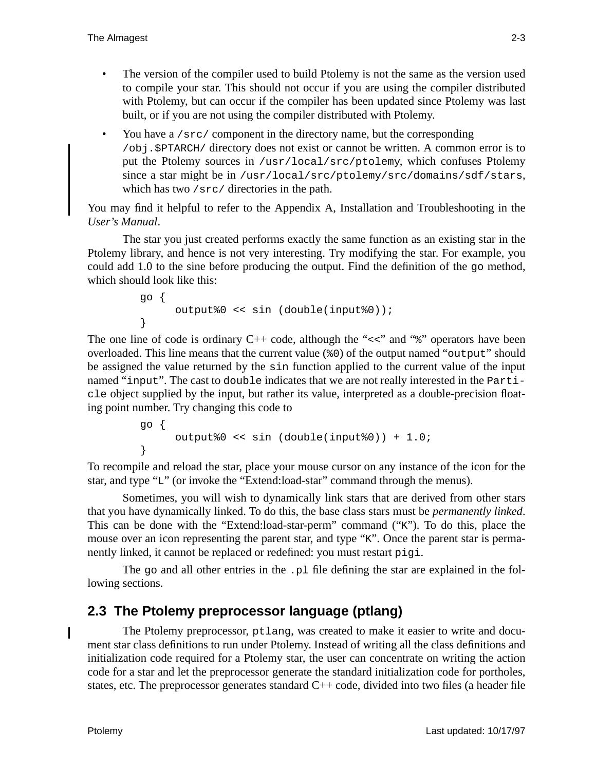- The version of the compiler used to build Ptolemy is not the same as the version used to compile your star. This should not occur if you are using the compiler distributed with Ptolemy, but can occur if the compiler has been updated since Ptolemy was last built, or if you are not using the compiler distributed with Ptolemy.
- You have a `/src/` component in the directory name, but the corresponding `/obj.$PTARCH/` directory does not exist or cannot be written. A common error is to put the Ptolemy sources in `/usr/local/src/ptolemy`, which confuses Ptolemy since a star might be in `/usr/local/src/ptolemy/src/domains/sdf/stars`, which has two `/src/` directories in the path.

You may find it helpful to refer to the Appendix A, Installation and Troubleshooting in the *User's Manual*.

The star you just created performs exactly the same function as an existing star in the Ptolemy library, and hence is not very interesting. Try modifying the star. For example, you could add 1.0 to the sine before producing the output. Find the definition of the `go` method, which should look like this:

```
go {
     output%0 << sin (double(input%0));
}
```

The one line of code is ordinary C++ code, although the "`<<`" and "`%`" operators have been overloaded. This line means that the current value (`%0`) of the output named "`output`" should be assigned the value returned by the `sin` function applied to the current value of the input named "`input`". The cast to `double` indicates that we are not really interested in the `Particle` object supplied by the input, but rather its value, interpreted as a double-precision floating point number. Try changing this code to

```
go {
     output%0 << sin (double(input%0)) + 1.0;
}
```

To recompile and reload the star, place your mouse cursor on any instance of the icon for the star, and type "`L`" (or invoke the "Extend:load-star" command through the menus).

Sometimes, you will wish to dynamically link stars that are derived from other stars that you have dynamically linked. To do this, the base class stars must be *permanently linked*. This can be done with the "Extend:load-star-perm" command ("`K`"). To do this, place the mouse over an icon representing the parent star, and type "`K`". Once the parent star is permanently linked, it cannot be replaced or redefined: you must restart `pigi`.

The `go` and all other entries in the `.pl` file defining the star are explained in the following sections.

## 2.3 The Ptolemy preprocessor language (ptlang)

The Ptolemy preprocessor, `ptlang`, was created to make it easier to write and document star class definitions to run under Ptolemy. Instead of writing all the class definitions and initialization code required for a Ptolemy star, the user can concentrate on writing the action code for a star and let the preprocessor generate the standard initialization code for portholes, states, etc. The preprocessor generates standard C++ code, divided into two files (a header file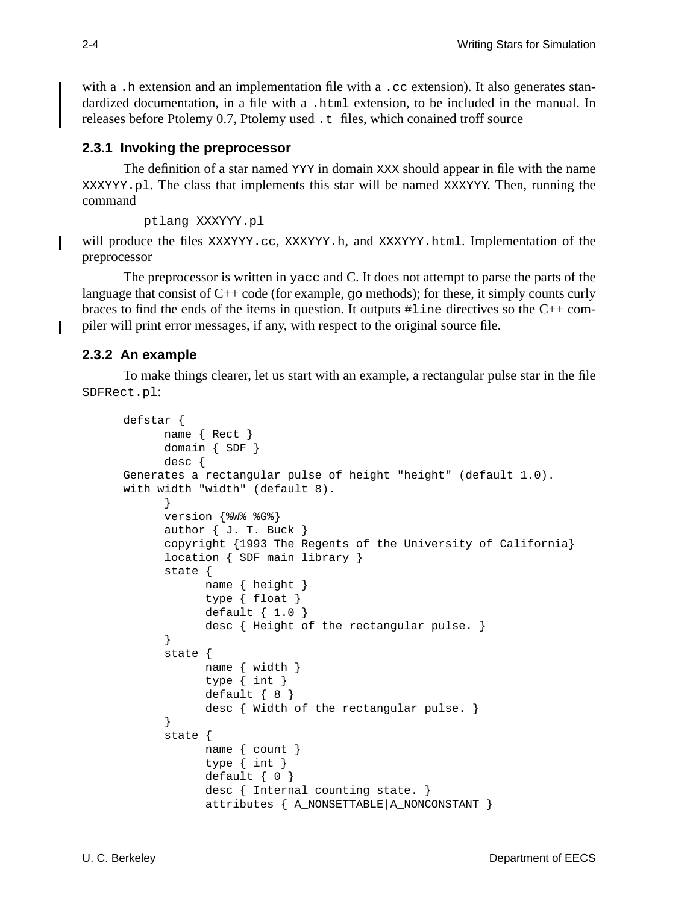with a `.h` extension and an implementation file with a `.cc` extension). It also generates standardized documentation, in a file with a `.html` extension, to be included in the manual. In releases before Ptolemy 0.7, Ptolemy used `.t` files, which conained troff source

### 2.3.1 Invoking the preprocessor

The definition of a star named `YYY` in domain `XXX` should appear in file with the name `XXXYYY.pl`. The class that implements this star will be named `XXXYYY`. Then, running the command

```
ptlang XXXYYY.pl
```

will produce the files `XXXYYY.cc`, `XXXYYY.h`, and `XXXYYY.html`. Implementation of the preprocessor

The preprocessor is written in `yacc` and C. It does not attempt to parse the parts of the language that consist of C++ code (for example, `go` methods); for these, it simply counts curly braces to find the ends of the items in question. It outputs `#line` directives so the C++ compiler will print error messages, if any, with respect to the original source file.

### 2.3.2 An example

To make things clearer, let us start with an example, a rectangular pulse star in the file `SDFRect.pl`:

```
defstar {
      name { Rect }
      domain { SDF }
      desc {
Generates a rectangular pulse of height "height" (default 1.0).
with width "width" (default 8).
      }
      version {%W% %G%}
      author { J. T. Buck }
      copyright {1993 The Regents of the University of California}
      location { SDF main library }
      state {
            name { height }
            type { float }
            default { 1.0 }
            desc { Height of the rectangular pulse. }
      }
      state {
            name { width }
            type { int }
            default { 8 }
            desc { Width of the rectangular pulse. }
      }
      state {
            name { count }
            type { int }
            default { 0 }
            desc { Internal counting state. }
            attributes { A_NONSETTABLE|A_NONCONSTANT }
```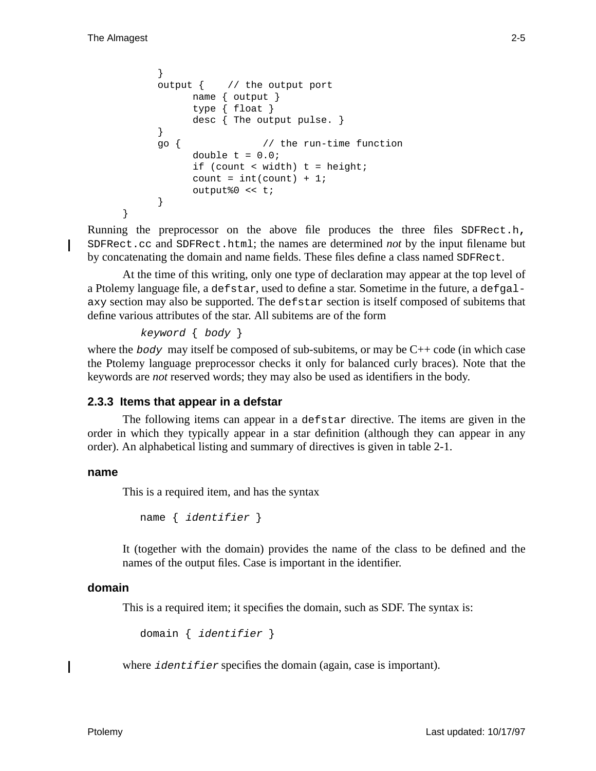```
        }
        output {    // the output port
              name { output }
              type { float }
              desc { The output pulse. }
        }
        go {              // the run-time function
              double t = 0.0;
              if (count < width) t = height;
              count = int(count) + 1;
              output%0 << t;
        }
  }
```

Running the preprocessor on the above file produces the three files `SDFRect.h`, `SDFRect.cc` and `SDFRect.html`; the names are determined *not* by the input filename but by concatenating the domain and name fields. These files define a class named `SDFRect`.

At the time of this writing, only one type of declaration may appear at the top level of a Ptolemy language file, a `defstar`, used to define a star. Sometime in the future, a `defgalaxy` section may also be supported. The `defstar` section is itself composed of subitems that define various attributes of the star. All subitems are of the form

```
keyword { body }
```

where the *body* may itself be composed of sub-subitems, or may be C++ code (in which case the Ptolemy language preprocessor checks it only for balanced curly braces). Note that the keywords are *not* reserved words; they may also be used as identifiers in the body.

### 2.3.3 Items that appear in a defstar

The following items can appear in a `defstar` directive. The items are given in the order in which they typically appear in a star definition (although they can appear in any order). An alphabetical listing and summary of directives is given in table 2-1.

#### name

This is a required item, and has the syntax

```
name { identifier }
```

It (together with the domain) provides the name of the class to be defined and the names of the output files. Case is important in the identifier.

#### domain

This is a required item; it specifies the domain, such as SDF. The syntax is:

```
domain { identifier }
```

where *identifier* specifies the domain (again, case is important).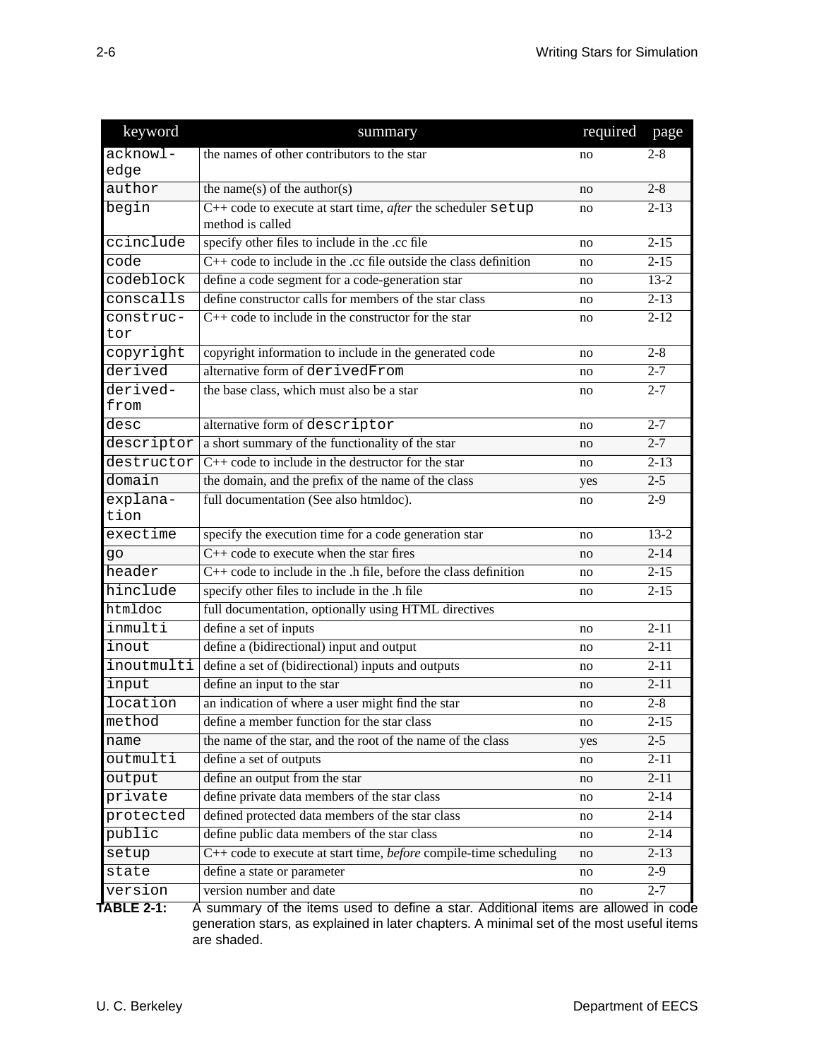| keyword | summary | required | page |
|---|---|---|---|
| acknowledge | the names of other contributors to the star | no | 2-8 |
| author | the name(s) of the author(s) | no | 2-8 |
| begin | C++ code to execute at start time, *after* the scheduler `setup` method is called | no | 2-13 |
| ccinclude | specify other files to include in the .cc file | no | 2-15 |
| code | C++ code to include in the .cc file outside the class definition | no | 2-15 |
| codeblock | define a code segment for a code-generation star | no | 13-2 |
| conscalls | define constructor calls for members of the star class | no | 2-13 |
| constructor | C++ code to include in the constructor for the star | no | 2-12 |
| copyright | copyright information to include in the generated code | no | 2-8 |
| derived | alternative form of `derivedFrom` | no | 2-7 |
| derivedfrom | the base class, which must also be a star | no | 2-7 |
| desc | alternative form of `descriptor` | no | 2-7 |
| descriptor | a short summary of the functionality of the star | no | 2-7 |
| destructor | C++ code to include in the destructor for the star | no | 2-13 |
| domain | the domain, and the prefix of the name of the class | yes | 2-5 |
| explanation | full documentation (See also htmldoc). | no | 2-9 |
| exectime | specify the execution time for a code generation star | no | 13-2 |
| go | C++ code to execute when the star fires | no | 2-14 |
| header | C++ code to include in the .h file, before the class definition | no | 2-15 |
| hinclude | specify other files to include in the .h file | no | 2-15 |
| htmldoc | full documentation, optionally using HTML directives | | |
| inmulti | define a set of inputs | no | 2-11 |
| inout | define a (bidirectional) input and output | no | 2-11 |
| inoutmulti | define a set of (bidirectional) inputs and outputs | no | 2-11 |
| input | define an input to the star | no | 2-11 |
| location | an indication of where a user might find the star | no | 2-8 |
| method | define a member function for the star class | no | 2-15 |
| name | the name of the star, and the root of the name of the class | yes | 2-5 |
| outmulti | define a set of outputs | no | 2-11 |
| output | define an output from the star | no | 2-11 |
| private | define private data members of the star class | no | 2-14 |
| protected | defined protected data members of the star class | no | 2-14 |
| public | define public data members of the star class | no | 2-14 |
| setup | C++ code to execute at start time, *before* compile-time scheduling | no | 2-13 |
| state | define a state or parameter | no | 2-9 |
| version | version number and date | no | 2-7 |

**TABLE 2-1:** A summary of the items used to define a star. Additional items are allowed in code generation stars, as explained in later chapters. A minimal set of the most useful items are shaded.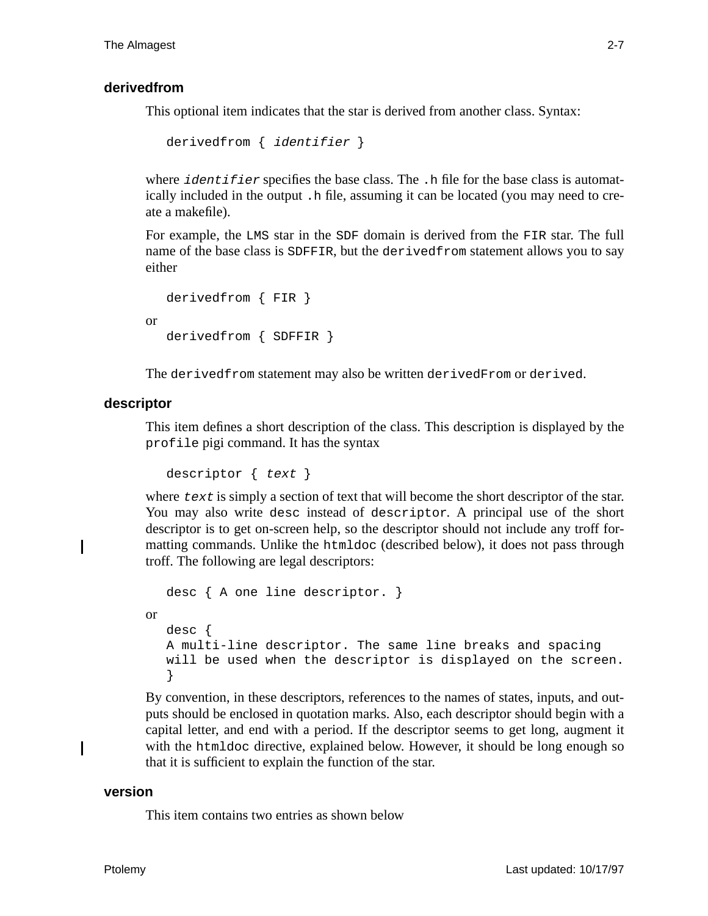### derivedfrom

This optional item indicates that the star is derived from another class. Syntax:

```
derivedfrom { identifier }
```

where *identifier* specifies the base class. The `.h` file for the base class is automatically included in the output `.h` file, assuming it can be located (you may need to create a makefile).

For example, the `LMS` star in the `SDF` domain is derived from the `FIR` star. The full name of the base class is `SDFFIR`, but the `derivedfrom` statement allows you to say either

```
derivedfrom { FIR }
```

or

```
derivedfrom { SDFFIR }
```

The `derivedfrom` statement may also be written `derivedFrom` or `derived`.

### descriptor

This item defines a short description of the class. This description is displayed by the `profile` pigi command. It has the syntax

```
descriptor { text }
```

where *text* is simply a section of text that will become the short descriptor of the star. You may also write `desc` instead of `descriptor`. A principal use of the short descriptor is to get on-screen help, so the descriptor should not include any troff formatting commands. Unlike the `htmldoc` (described below), it does not pass through troff. The following are legal descriptors:

```
desc { A one line descriptor. }
```

or

```
desc {
A multi-line descriptor. The same line breaks and spacing
will be used when the descriptor is displayed on the screen.
}
```

By convention, in these descriptors, references to the names of states, inputs, and outputs should be enclosed in quotation marks. Also, each descriptor should begin with a capital letter, and end with a period. If the descriptor seems to get long, augment it with the `htmldoc` directive, explained below. However, it should be long enough so that it is sufficient to explain the function of the star.

### version

This item contains two entries as shown below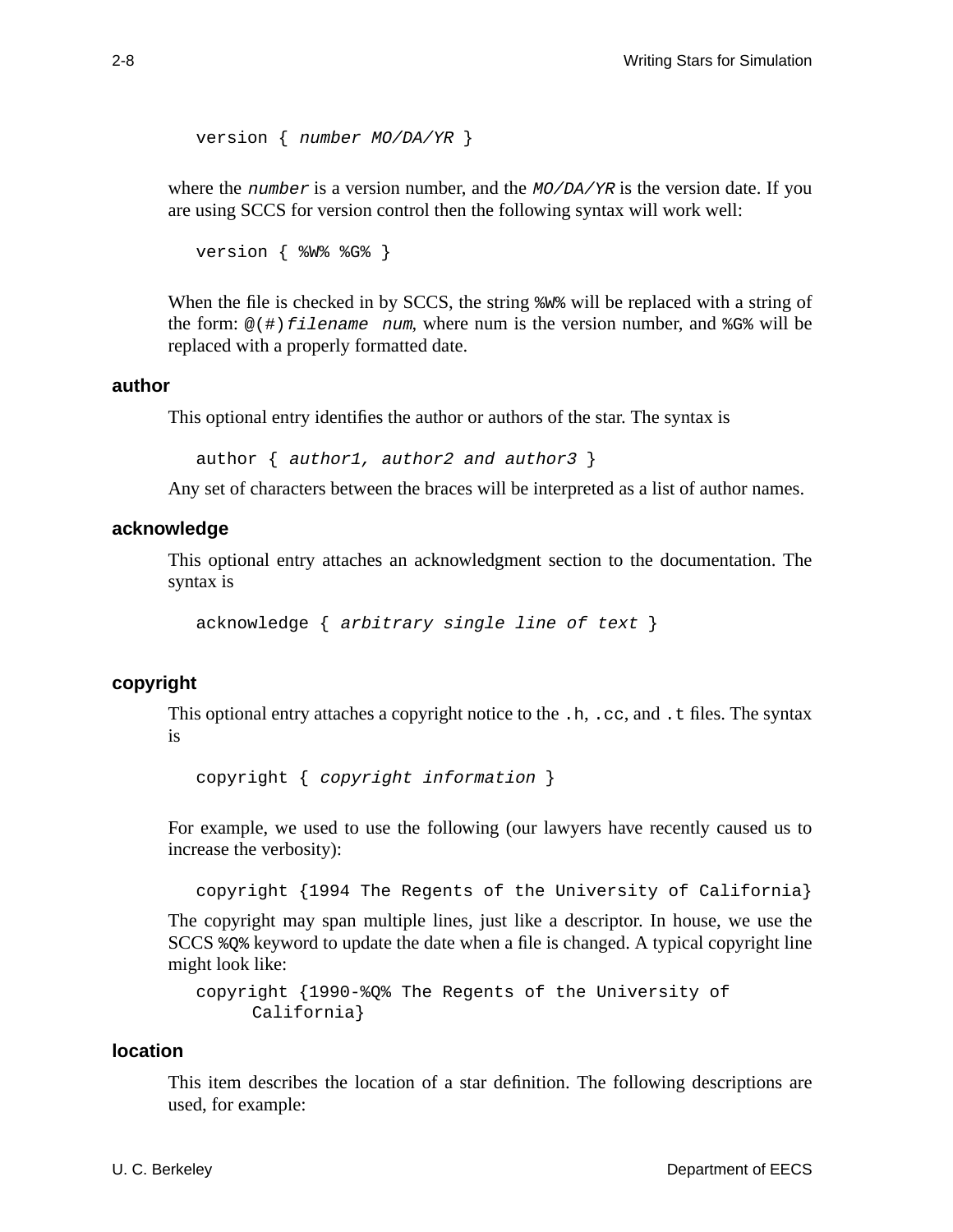```
version { number MO/DA/YR }
```

where the *number* is a version number, and the *MO/DA/YR* is the version date. If you are using SCCS for version control then the following syntax will work well:

```
version { %W% %G% }
```

When the file is checked in by SCCS, the string `%W%` will be replaced with a string of the form: `@(#)`*filename num*, where num is the version number, and `%G%` will be replaced with a properly formatted date.

### author

This optional entry identifies the author or authors of the star. The syntax is

```
author { author1, author2 and author3 }
```

Any set of characters between the braces will be interpreted as a list of author names.

### acknowledge

This optional entry attaches an acknowledgment section to the documentation. The syntax is

```
acknowledge { arbitrary single line of text }
```

### copyright

This optional entry attaches a copyright notice to the `.h`, `.cc`, and `.t` files. The syntax is

```
copyright { copyright information }
```

For example, we used to use the following (our lawyers have recently caused us to increase the verbosity):

```
copyright {1994 The Regents of the University of California}
```

The copyright may span multiple lines, just like a descriptor. In house, we use the SCCS `%Q%` keyword to update the date when a file is changed. A typical copyright line might look like:

```
copyright {1990-%Q% The Regents of the University of
      California}
```

### location

This item describes the location of a star definition. The following descriptions are used, for example: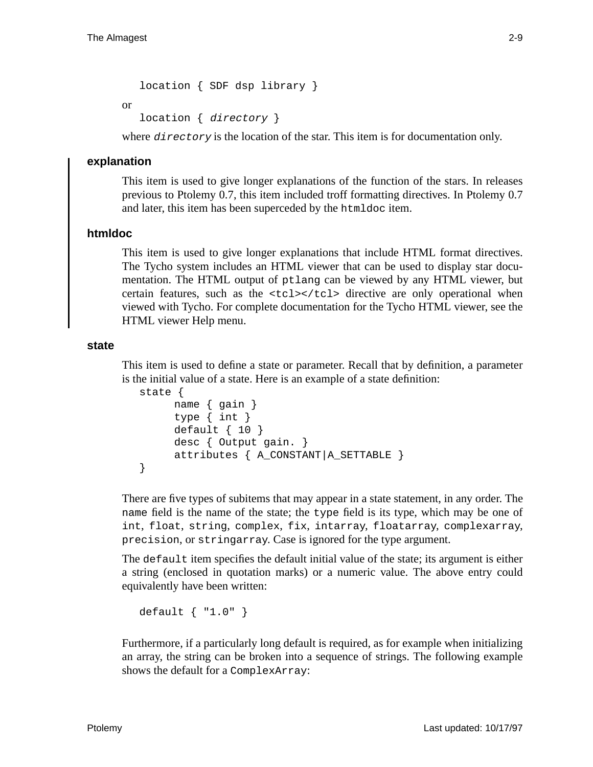```
location { SDF dsp library }
```

or

```
location { directory }
```

where *directory* is the location of the star. This item is for documentation only.

### explanation

This item is used to give longer explanations of the function of the stars. In releases previous to Ptolemy 0.7, this item included troff formatting directives. In Ptolemy 0.7 and later, this item has been superceded by the `htmldoc` item.

### htmldoc

This item is used to give longer explanations that include HTML format directives. The Tycho system includes an HTML viewer that can be used to display star documentation. The HTML output of `ptlang` can be viewed by any HTML viewer, but certain features, such as the `<tcl></tcl>` directive are only operational when viewed with Tycho. For complete documentation for the Tycho HTML viewer, see the HTML viewer Help menu.

### state

This item is used to define a state or parameter. Recall that by definition, a parameter is the initial value of a state. Here is an example of a state definition:

```
state {
      name { gain }
      type { int }
      default { 10 }
      desc { Output gain. }
      attributes { A_CONSTANT|A_SETTABLE }
}
```

There are five types of subitems that may appear in a state statement, in any order. The `name` field is the name of the state; the `type` field is its type, which may be one of `int`, `float`, `string`, `complex`, `fix`, `intarray`, `floatarray`, `complexarray`, `precision`, or `stringarray`. Case is ignored for the type argument.

The `default` item specifies the default initial value of the state; its argument is either a string (enclosed in quotation marks) or a numeric value. The above entry could equivalently have been written:

```
default { "1.0" }
```

Furthermore, if a particularly long default is required, as for example when initializing an array, the string can be broken into a sequence of strings. The following example shows the default for a `ComplexArray`: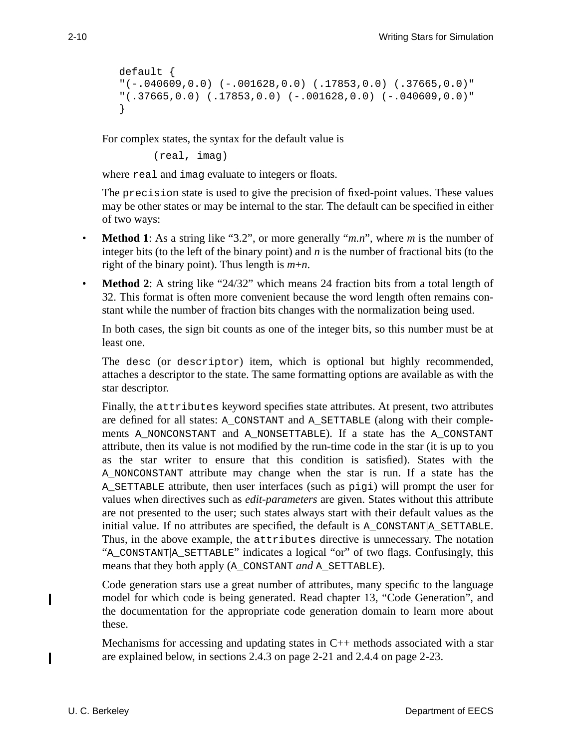```
default {
"(-.040609,0.0) (-.001628,0.0) (.17853,0.0) (.37665,0.0)"
"(.37665,0.0) (.17853,0.0) (-.001628,0.0) (-.040609,0.0)"
}
```

For complex states, the syntax for the default value is

```
(real, imag)
```

where `real` and `imag` evaluate to integers or floats.

The `precision` state is used to give the precision of fixed-point values. These values may be other states or may be internal to the star. The default can be specified in either of two ways:

- **Method 1**: As a string like "3.2", or more generally "*m.n*", where *m* is the number of integer bits (to the left of the binary point) and *n* is the number of fractional bits (to the right of the binary point). Thus length is *m*+*n*.
- **Method 2**: A string like "24/32" which means 24 fraction bits from a total length of 32. This format is often more convenient because the word length often remains constant while the number of fraction bits changes with the normalization being used.

In both cases, the sign bit counts as one of the integer bits, so this number must be at least one.

The `desc` (or `descriptor`) item, which is optional but highly recommended, attaches a descriptor to the state. The same formatting options are available as with the star descriptor.

Finally, the `attributes` keyword specifies state attributes. At present, two attributes are defined for all states: `A_CONSTANT` and `A_SETTABLE` (along with their complements `A_NONCONSTANT` and `A_NONSETTABLE`). If a state has the `A_CONSTANT` attribute, then its value is not modified by the run-time code in the star (it is up to you as the star writer to ensure that this condition is satisfied). States with the `A_NONCONSTANT` attribute may change when the star is run. If a state has the `A_SETTABLE` attribute, then user interfaces (such as `pigi`) will prompt the user for values when directives such as *edit-parameters* are given. States without this attribute are not presented to the user; such states always start with their default values as the initial value. If no attributes are specified, the default is `A_CONSTANT|A_SETTABLE`. Thus, in the above example, the `attributes` directive is unnecessary. The notation "`A_CONSTANT|A_SETTABLE`" indicates a logical "or" of two flags. Confusingly, this means that they both apply (`A_CONSTANT` *and* `A_SETTABLE`).

Code generation stars use a great number of attributes, many specific to the language model for which code is being generated. Read chapter 13, "Code Generation", and the documentation for the appropriate code generation domain to learn more about these.

Mechanisms for accessing and updating states in C++ methods associated with a star are explained below, in sections 2.4.3 on page 2-21 and 2.4.4 on page 2-23.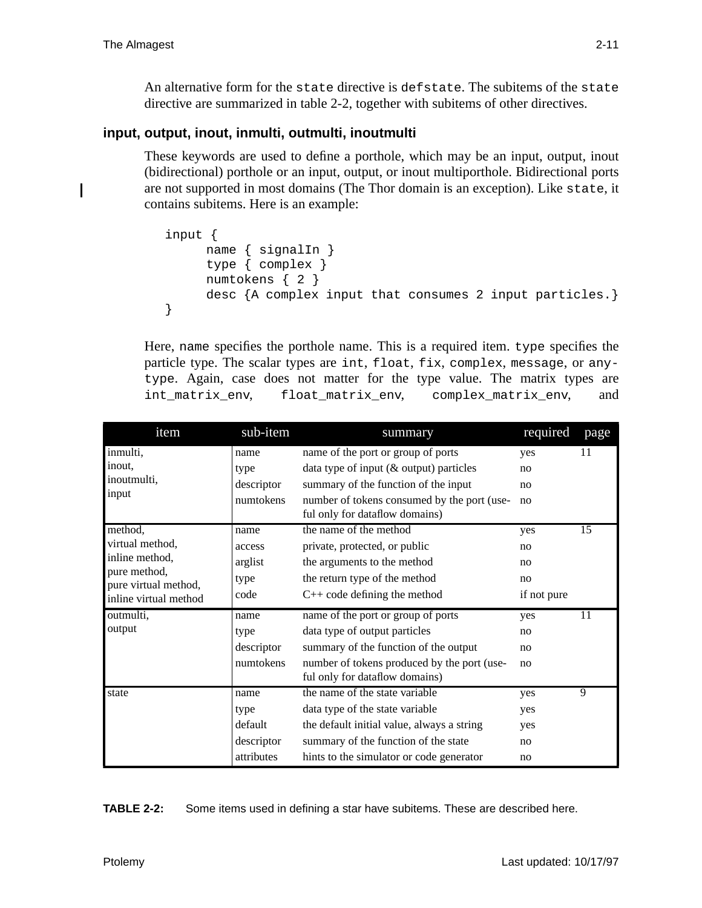An alternative form for the `state` directive is `defstate`. The subitems of the `state` directive are summarized in table 2-2, together with subitems of other directives.

### input, output, inout, inmulti, outmulti, inoutmulti

These keywords are used to define a porthole, which may be an input, output, inout (bidirectional) porthole or an input, output, or inout multiporthole. Bidirectional ports are not supported in most domains (The Thor domain is an exception). Like `state`, it contains subitems. Here is an example:

```
input {
      name { signalIn }
      type { complex }
      numtokens { 2 }
      desc {A complex input that consumes 2 input particles.}
}
```

Here, `name` specifies the porthole name. This is a required item. `type` specifies the particle type. The scalar types are `int`, `float`, `fix`, `complex`, `message`, or `anytype`. Again, case does not matter for the type value. The matrix types are `int_matrix_env`, `float_matrix_env`, `complex_matrix_env`, and

| item | sub-item | summary | required | page |
|---|---|---|---|---|
| inmulti, inout, inoutmulti, input | name | name of the port or group of ports | yes | 11 |
| | type | data type of input (& output) particles | no | |
| | descriptor | summary of the function of the input | no | |
| | numtokens | number of tokens consumed by the port (useful only for dataflow domains) | no | |
| method, virtual method, inline method, pure method, pure virtual method, inline virtual method | name | the name of the method | yes | 15 |
| | access | private, protected, or public | no | |
| | arglist | the arguments to the method | no | |
| | type | the return type of the method | no | |
| | code | C++ code defining the method | if not pure | |
| outmulti, output | name | name of the port or group of ports | yes | 11 |
| | type | data type of output particles | no | |
| | descriptor | summary of the function of the output | no | |
| | numtokens | number of tokens produced by the port (useful only for dataflow domains) | no | |
| state | name | the name of the state variable | yes | 9 |
| | type | data type of the state variable | yes | |
| | default | the default initial value, always a string | yes | |
| | descriptor | summary of the function of the state | no | |
| | attributes | hints to the simulator or code generator | no | |

**TABLE 2-2:** Some items used in defining a star have subitems. These are described here.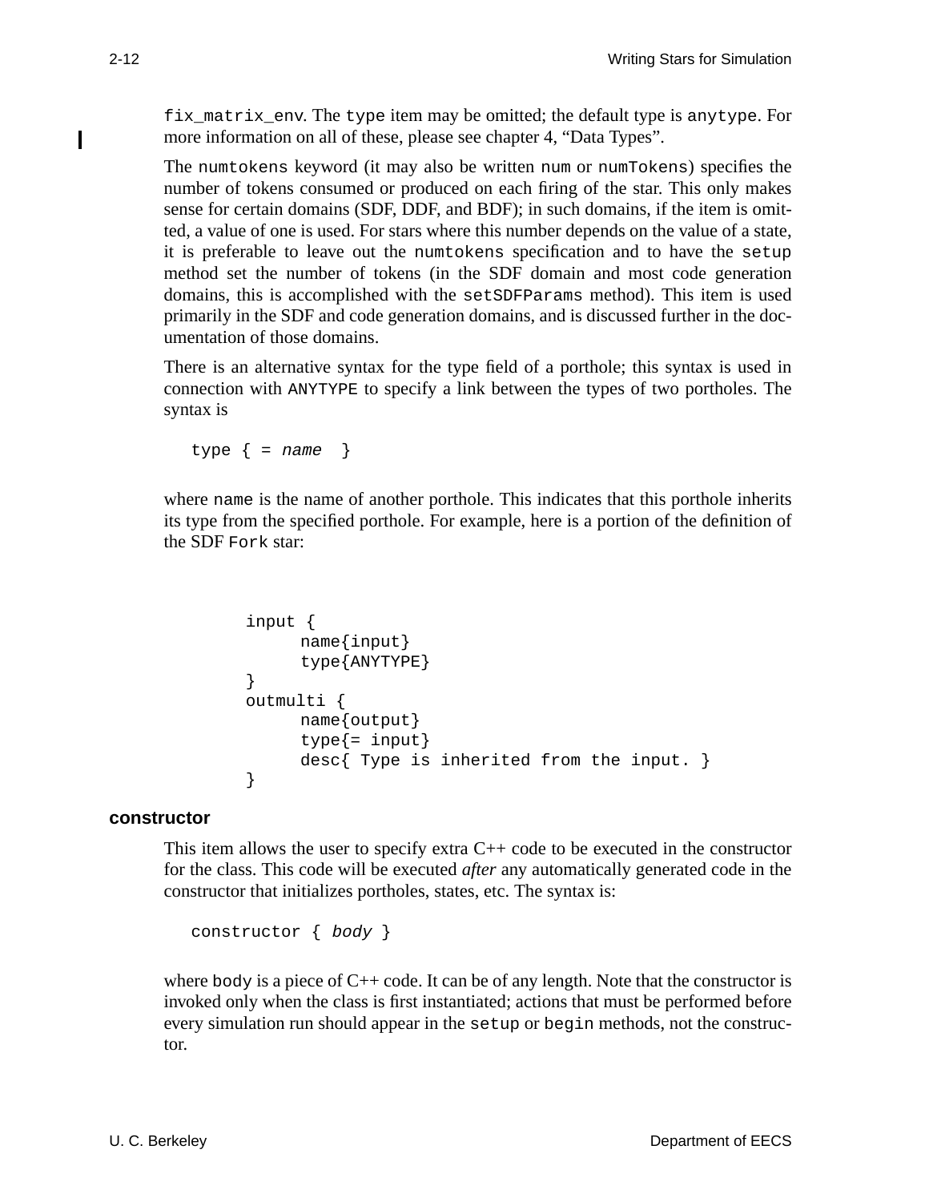`fix_matrix_env`. The `type` item may be omitted; the default type is `anytype`. For more information on all of these, please see chapter 4, “Data Types”.

The `numtokens` keyword (it may also be written `num` or `numTokens`) specifies the number of tokens consumed or produced on each firing of the star. This only makes sense for certain domains (SDF, DDF, and BDF); in such domains, if the item is omitted, a value of one is used. For stars where this number depends on the value of a state, it is preferable to leave out the `numtokens` specification and to have the `setup` method set the number of tokens (in the SDF domain and most code generation domains, this is accomplished with the `setSDFParams` method). This item is used primarily in the SDF and code generation domains, and is discussed further in the documentation of those domains.

There is an alternative syntax for the type field of a porthole; this syntax is used in connection with `ANYTYPE` to specify a link between the types of two portholes. The syntax is

```
type { = name  }
```

where `name` is the name of another porthole. This indicates that this porthole inherits its type from the specified porthole. For example, here is a portion of the definition of the SDF `Fork` star:

```
input {
      name{input}
      type{ANYTYPE}
}
outmulti {
      name{output}
      type{= input}
      desc{ Type is inherited from the input. }
}
```

### constructor

This item allows the user to specify extra C++ code to be executed in the constructor for the class. This code will be executed *after* any automatically generated code in the constructor that initializes portholes, states, etc. The syntax is:

```
constructor { body }
```

where `body` is a piece of C++ code. It can be of any length. Note that the constructor is invoked only when the class is first instantiated; actions that must be performed before every simulation run should appear in the `setup` or `begin` methods, not the constructor.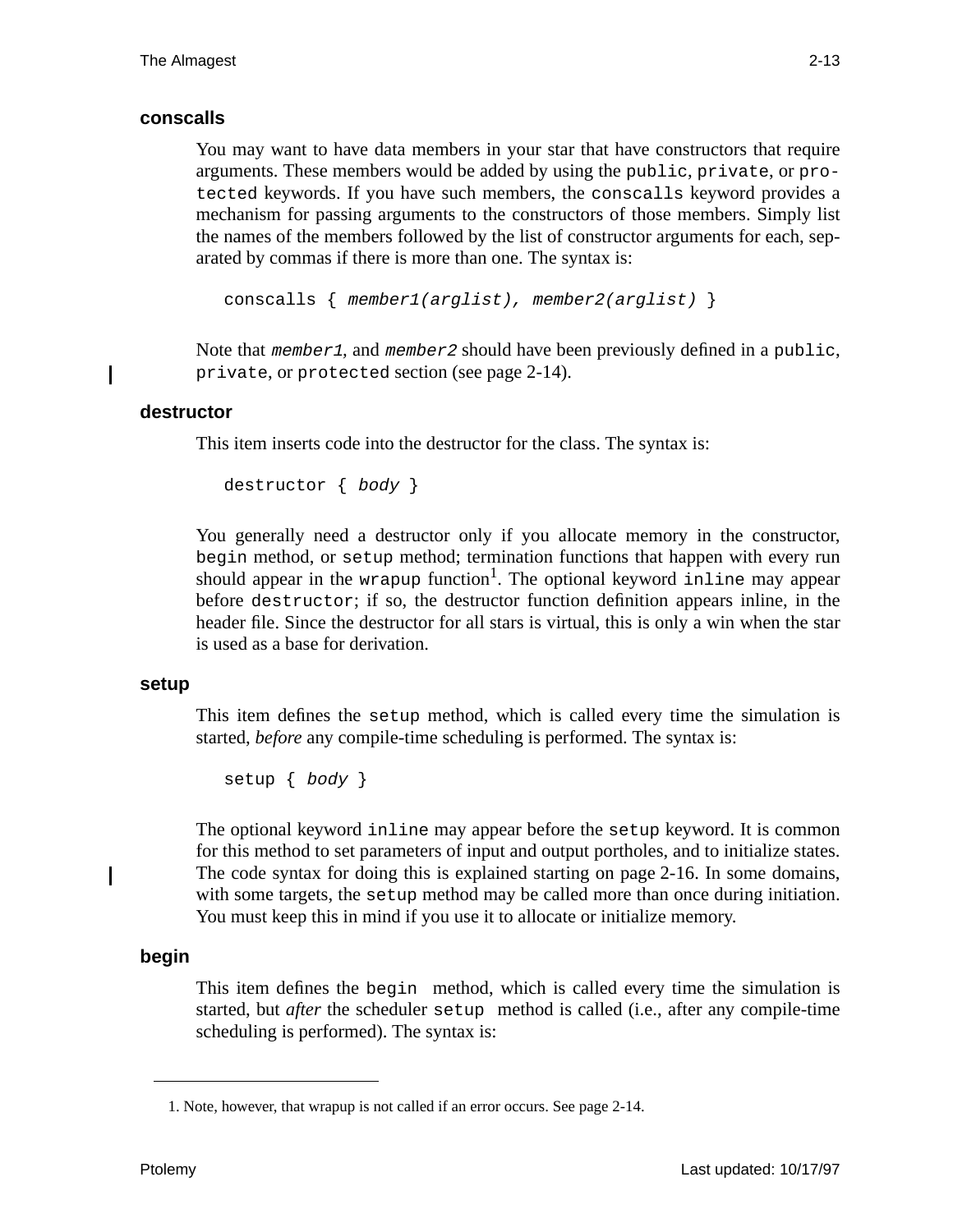### conscalls

You may want to have data members in your star that have constructors that require arguments. These members would be added by using the `public`, `private`, or `protected` keywords. If you have such members, the `conscalls` keyword provides a mechanism for passing arguments to the constructors of those members. Simply list the names of the members followed by the list of constructor arguments for each, separated by commas if there is more than one. The syntax is:

```
conscalls { member1(arglist), member2(arglist) }
```

Note that *`member1`*, and *`member2`* should have been previously defined in a `public`, `private`, or `protected` section (see page 2-14).

### destructor

This item inserts code into the destructor for the class. The syntax is:

```
destructor { body }
```

You generally need a destructor only if you allocate memory in the constructor, `begin` method, or `setup` method; termination functions that happen with every run should appear in the `wrapup` function[1]. The optional keyword `inline` may appear before `destructor`; if so, the destructor function definition appears inline, in the header file. Since the destructor for all stars is virtual, this is only a win when the star is used as a base for derivation.

### setup

This item defines the `setup` method, which is called every time the simulation is started, *before* any compile-time scheduling is performed. The syntax is:

```
setup { body }
```

The optional keyword `inline` may appear before the `setup` keyword. It is common for this method to set parameters of input and output portholes, and to initialize states. The code syntax for doing this is explained starting on page 2-16. In some domains, with some targets, the `setup` method may be called more than once during initiation. You must keep this in mind if you use it to allocate or initialize memory.

### begin

This item defines the `begin` method, which is called every time the simulation is started, but *after* the scheduler `setup` method is called (i.e., after any compile-time scheduling is performed). The syntax is:

---

1. Note, however, that wrapup is not called if an error occurs. See page 2-14.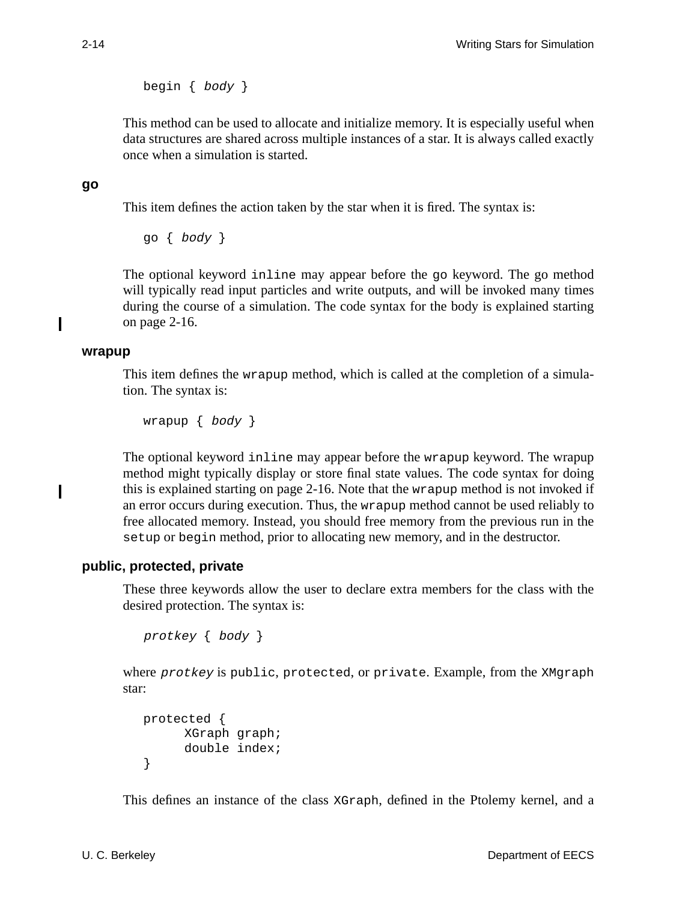```
begin { body }
```

This method can be used to allocate and initialize memory. It is especially useful when data structures are shared across multiple instances of a star. It is always called exactly once when a simulation is started.

### go

This item defines the action taken by the star when it is fired. The syntax is:

```
go { body }
```

The optional keyword `inline` may appear before the `go` keyword. The go method will typically read input particles and write outputs, and will be invoked many times during the course of a simulation. The code syntax for the body is explained starting on page 2-16.

### wrapup

This item defines the `wrapup` method, which is called at the completion of a simulation. The syntax is:

```
wrapup { body }
```

The optional keyword `inline` may appear before the `wrapup` keyword. The wrapup method might typically display or store final state values. The code syntax for doing this is explained starting on page 2-16. Note that the `wrapup` method is not invoked if an error occurs during execution. Thus, the `wrapup` method cannot be used reliably to free allocated memory. Instead, you should free memory from the previous run in the `setup` or `begin` method, prior to allocating new memory, and in the destructor.

### public, protected, private

These three keywords allow the user to declare extra members for the class with the desired protection. The syntax is:

```
protkey { body }
```

where *protkey* is `public`, `protected`, or `private`. Example, from the `XMgraph` star:

```
protected {
      XGraph graph;
      double index;
}
```

This defines an instance of the class `XGraph`, defined in the Ptolemy kernel, and a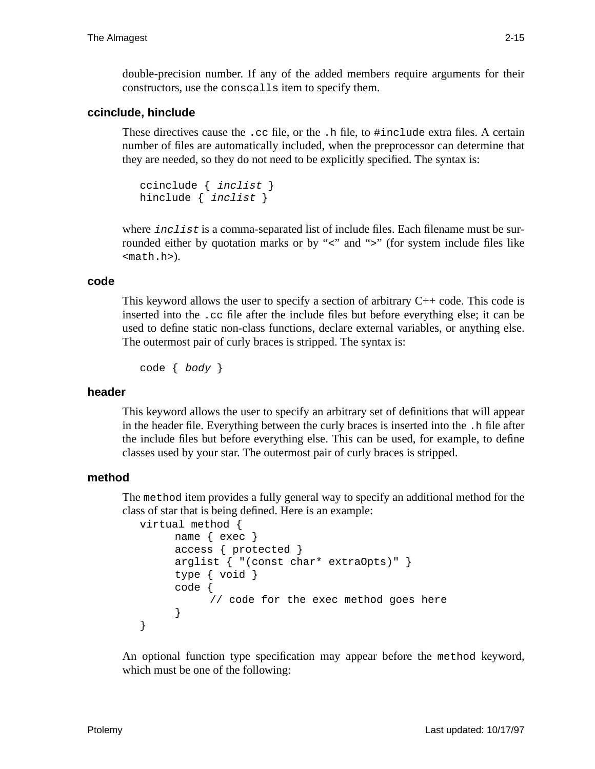double-precision number. If any of the added members require arguments for their constructors, use the `conscalls` item to specify them.

### ccinclude, hinclude

These directives cause the `.cc` file, or the `.h` file, to `#include` extra files. A certain number of files are automatically included, when the preprocessor can determine that they are needed, so they do not need to be explicitly specified. The syntax is:

```
ccinclude { inclist }
hinclude { inclist }
```

where *`inclist`* is a comma-separated list of include files. Each filename must be surrounded either by quotation marks or by "<" and ">" (for system include files like `<math.h>`).

### code

This keyword allows the user to specify a section of arbitrary C++ code. This code is inserted into the `.cc` file after the include files but before everything else; it can be used to define static non-class functions, declare external variables, or anything else. The outermost pair of curly braces is stripped. The syntax is:

```
code { body }
```

### header

This keyword allows the user to specify an arbitrary set of definitions that will appear in the header file. Everything between the curly braces is inserted into the `.h` file after the include files but before everything else. This can be used, for example, to define classes used by your star. The outermost pair of curly braces is stripped.

### method

The `method` item provides a fully general way to specify an additional method for the class of star that is being defined. Here is an example:

```
virtual method {
      name { exec }
      access { protected }
      arglist { "(const char* extraOpts)" }
      type { void }
      code {
            // code for the exec method goes here
      }
}
```

An optional function type specification may appear before the `method` keyword, which must be one of the following: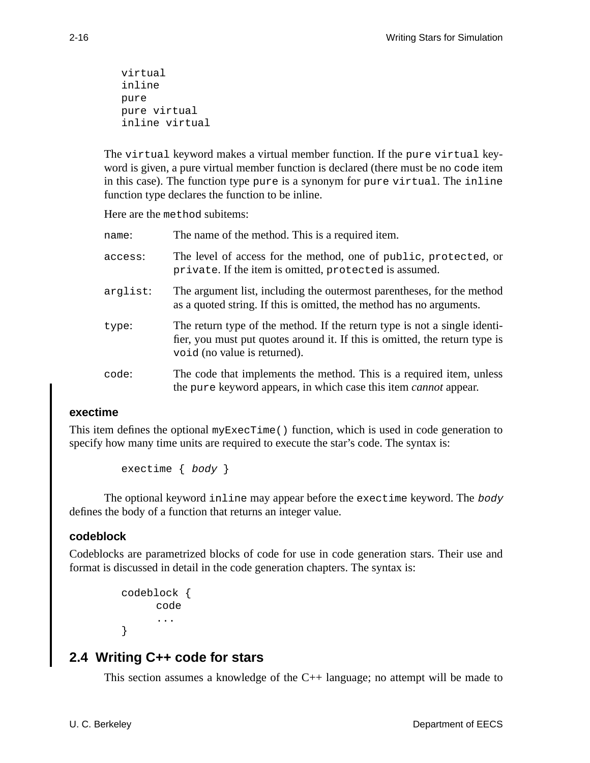```
virtual
inline
pure
pure virtual
inline virtual
```

The `virtual` keyword makes a virtual member function. If the `pure virtual` keyword is given, a pure virtual member function is declared (there must be no `code` item in this case). The function type `pure` is a synonym for `pure virtual`. The `inline` function type declares the function to be inline.

Here are the `method` subitems:

`name`: The name of the method. This is a required item.

`access`: The level of access for the method, one of `public`, `protected`, or `private`. If the item is omitted, `protected` is assumed.

`arglist`: The argument list, including the outermost parentheses, for the method as a quoted string. If this is omitted, the method has no arguments.

`type`: The return type of the method. If the return type is not a single identifier, you must put quotes around it. If this is omitted, the return type is `void` (no value is returned).

`code`: The code that implements the method. This is a required item, unless the `pure` keyword appears, in which case this item *cannot* appear.

### exectime

This item defines the optional `myExecTime()` function, which is used in code generation to specify how many time units are required to execute the star's code. The syntax is:

```
exectime { body }
```

The optional keyword `inline` may appear before the `exectime` keyword. The *body* defines the body of a function that returns an integer value.

### codeblock

Codeblocks are parametrized blocks of code for use in code generation stars. Their use and format is discussed in detail in the code generation chapters. The syntax is:

```
codeblock {
      code
      ...
}
```

## 2.4 Writing C++ code for stars

This section assumes a knowledge of the C++ language; no attempt will be made to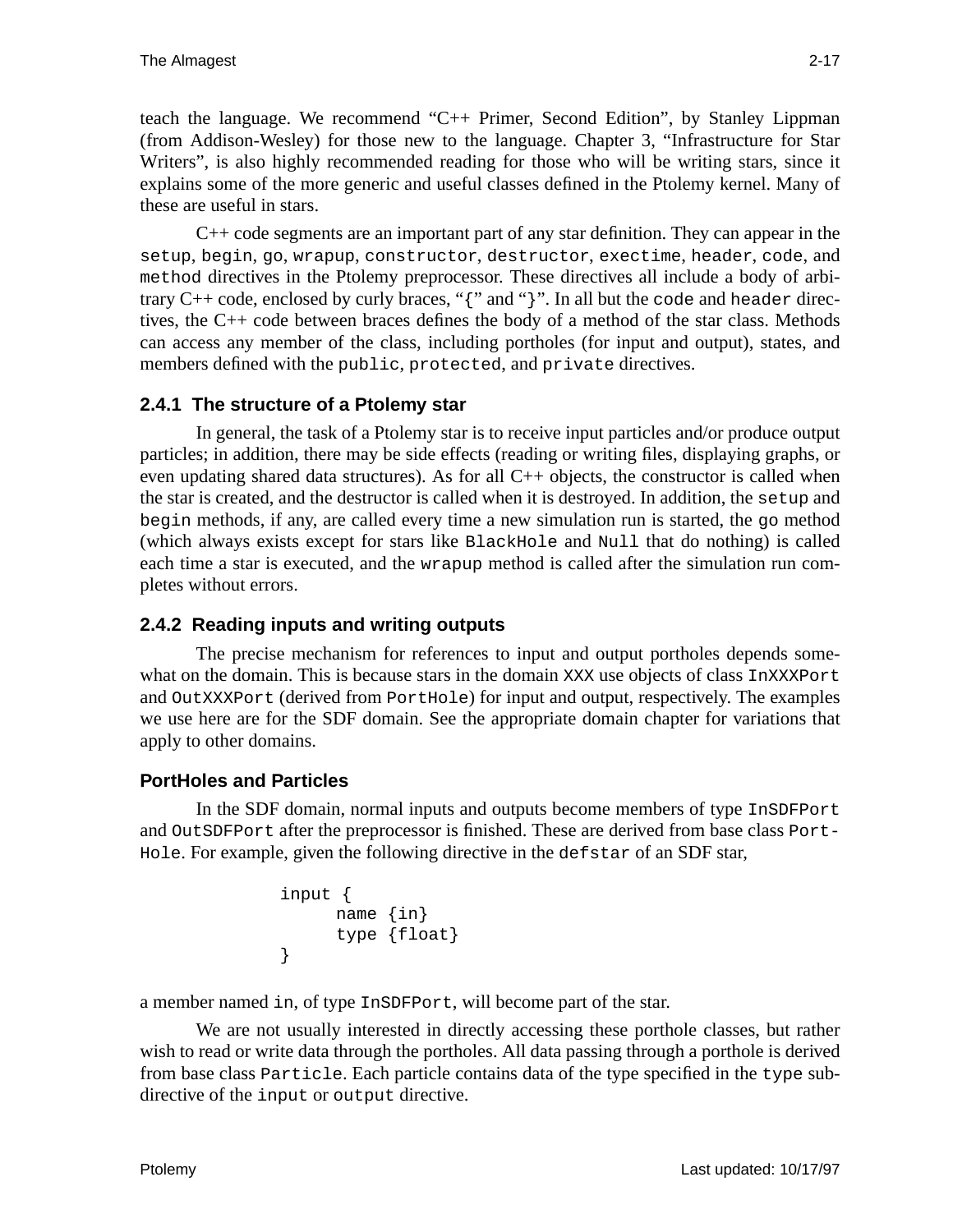teach the language. We recommend "C++ Primer, Second Edition", by Stanley Lippman (from Addison-Wesley) for those new to the language. Chapter 3, "Infrastructure for Star Writers", is also highly recommended reading for those who will be writing stars, since it explains some of the more generic and useful classes defined in the Ptolemy kernel. Many of these are useful in stars.

C++ code segments are an important part of any star definition. They can appear in the `setup`, `begin`, `go`, `wrapup`, `constructor`, `destructor`, `exectime`, `header`, `code`, and `method` directives in the Ptolemy preprocessor. These directives all include a body of arbitrary C++ code, enclosed by curly braces, "`{`" and "`}`". In all but the `code` and `header` directives, the C++ code between braces defines the body of a method of the star class. Methods can access any member of the class, including portholes (for input and output), states, and members defined with the `public`, `protected`, and `private` directives.

### 2.4.1 The structure of a Ptolemy star

In general, the task of a Ptolemy star is to receive input particles and/or produce output particles; in addition, there may be side effects (reading or writing files, displaying graphs, or even updating shared data structures). As for all C++ objects, the constructor is called when the star is created, and the destructor is called when it is destroyed. In addition, the `setup` and `begin` methods, if any, are called every time a new simulation run is started, the `go` method (which always exists except for stars like `BlackHole` and `Null` that do nothing) is called each time a star is executed, and the `wrapup` method is called after the simulation run completes without errors.

### 2.4.2 Reading inputs and writing outputs

The precise mechanism for references to input and output portholes depends somewhat on the domain. This is because stars in the domain `XXX` use objects of class `InXXXPort` and `OutXXXPort` (derived from `PortHole`) for input and output, respectively. The examples we use here are for the SDF domain. See the appropriate domain chapter for variations that apply to other domains.

#### PortHoles and Particles

In the SDF domain, normal inputs and outputs become members of type `InSDFPort` and `OutSDFPort` after the preprocessor is finished. These are derived from base class `PortHole`. For example, given the following directive in the `defstar` of an SDF star,

```
input {
      name {in}
      type {float}
}
```

a member named `in`, of type `InSDFPort`, will become part of the star.

We are not usually interested in directly accessing these porthole classes, but rather wish to read or write data through the portholes. All data passing through a porthole is derived from base class `Particle`. Each particle contains data of the type specified in the `type` subdirective of the `input` or `output` directive.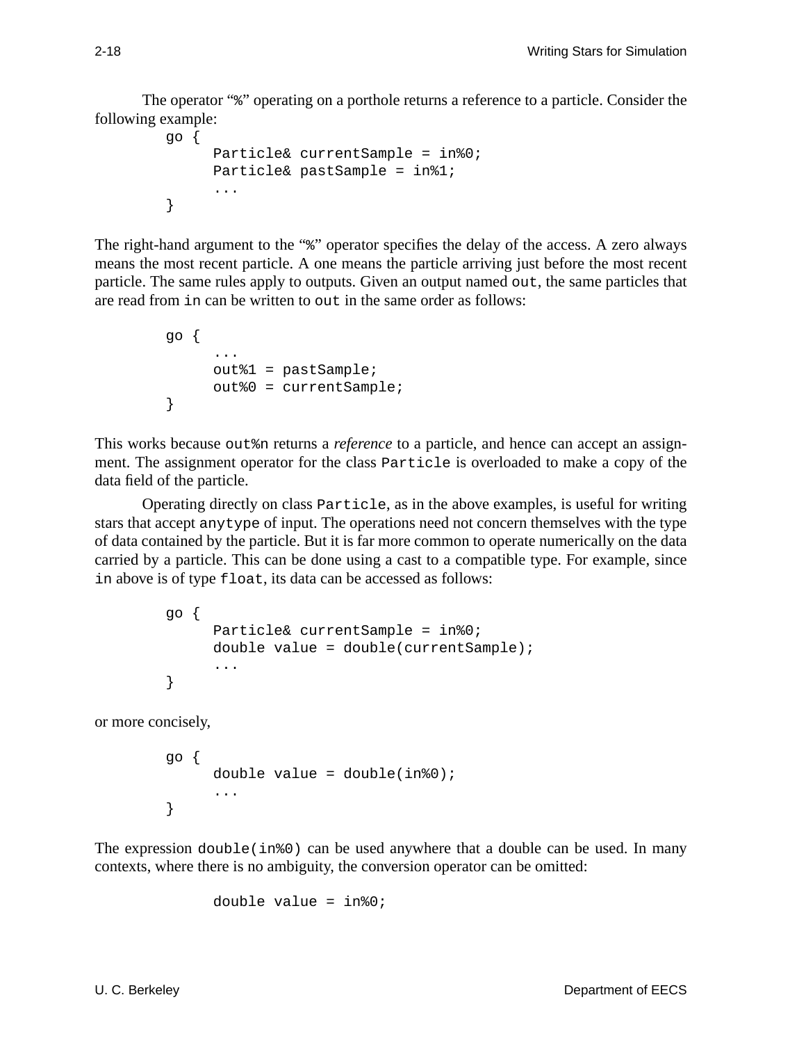The operator "%" operating on a porthole returns a reference to a particle. Consider the following example:

```
go {
      Particle& currentSample = in%0;
      Particle& pastSample = in%1;
      ...
}
```

The right-hand argument to the "%" operator specifies the delay of the access. A zero always means the most recent particle. A one means the particle arriving just before the most recent particle. The same rules apply to outputs. Given an output named `out`, the same particles that are read from `in` can be written to `out` in the same order as follows:

```
go {
      ...
      out%1 = pastSample;
      out%0 = currentSample;
}
```

This works because `out%n` returns a *reference* to a particle, and hence can accept an assignment. The assignment operator for the class `Particle` is overloaded to make a copy of the data field of the particle.

Operating directly on class `Particle`, as in the above examples, is useful for writing stars that accept `anytype` of input. The operations need not concern themselves with the type of data contained by the particle. But it is far more common to operate numerically on the data carried by a particle. This can be done using a cast to a compatible type. For example, since `in` above is of type `float`, its data can be accessed as follows:

```
go {
      Particle& currentSample = in%0;
      double value = double(currentSample);
      ...
}
```

or more concisely,

```
go {
      double value = double(in%0);
      ...
}
```

The expression `double(in%0)` can be used anywhere that a double can be used. In many contexts, where there is no ambiguity, the conversion operator can be omitted:

```
      double value = in%0;
```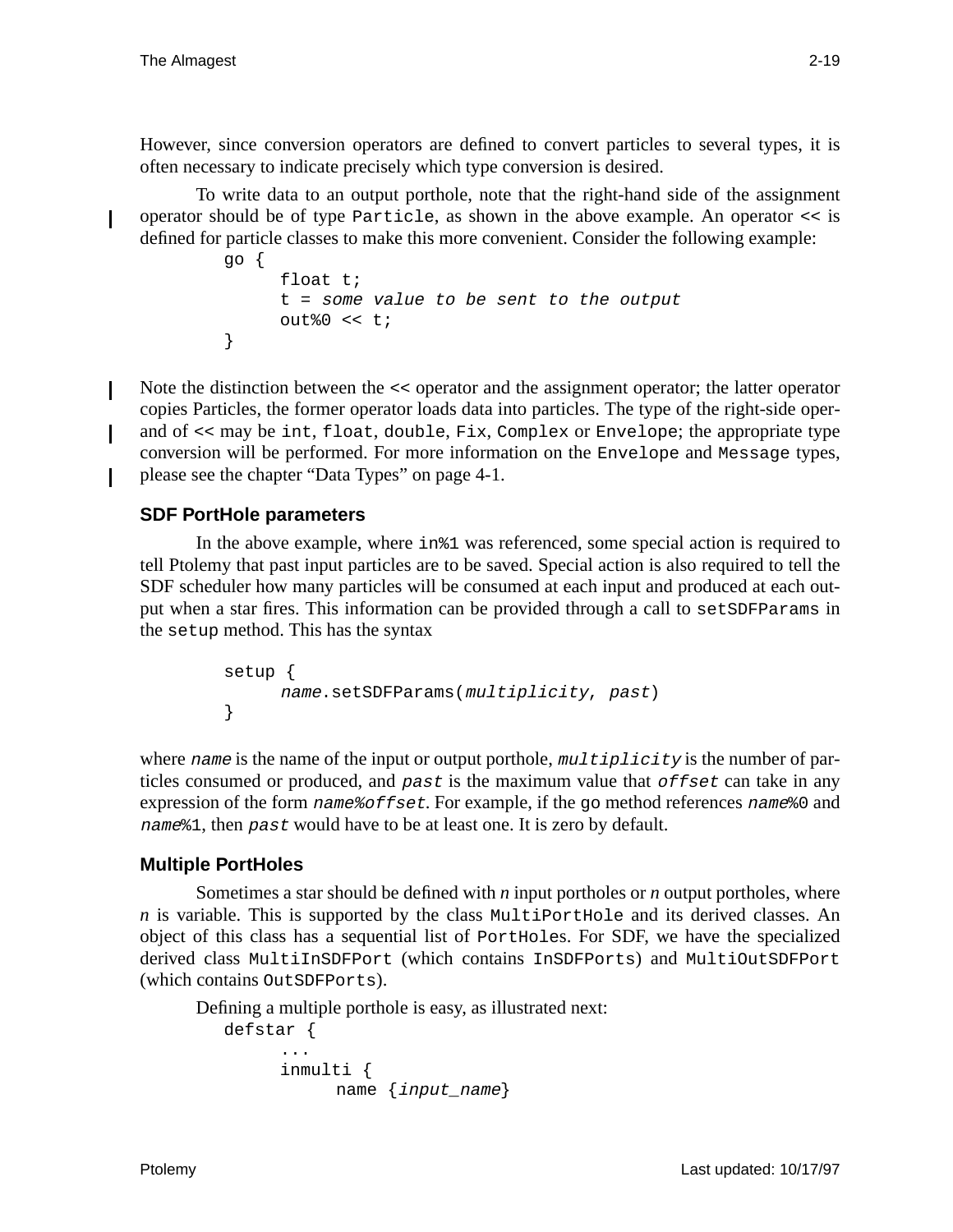However, since conversion operators are defined to convert particles to several types, it is often necessary to indicate precisely which type conversion is desired.

To write data to an output porthole, note that the right-hand side of the assignment operator should be of type `Particle`, as shown in the above example. An operator `<<` is defined for particle classes to make this more convenient. Consider the following example:

```
go {
      float t;
      t = some value to be sent to the output
      out%0 << t;
}
```

Note the distinction between the `<<` operator and the assignment operator; the latter operator copies Particles, the former operator loads data into particles. The type of the right-side operand of `<<` may be `int`, `float`, `double`, `Fix`, `Complex` or `Envelope`; the appropriate type conversion will be performed. For more information on the `Envelope` and `Message` types, please see the chapter "Data Types" on page 4-1.

### SDF PortHole parameters

In the above example, where `in%1` was referenced, some special action is required to tell Ptolemy that past input particles are to be saved. Special action is also required to tell the SDF scheduler how many particles will be consumed at each input and produced at each output when a star fires. This information can be provided through a call to `setSDFParams` in the `setup` method. This has the syntax

```
setup {
      name.setSDFParams(multiplicity, past)
}
```

where *`name`* is the name of the input or output porthole, *`multiplicity`* is the number of particles consumed or produced, and *`past`* is the maximum value that *`offset`* can take in any expression of the form *`name%offset`*. For example, if the `go` method references *`name`*`%0` and *`name`*`%1`, then *`past`* would have to be at least one. It is zero by default.

### Multiple PortHoles

Sometimes a star should be defined with *n* input portholes or *n* output portholes, where *n* is variable. This is supported by the class `MultiPortHole` and its derived classes. An object of this class has a sequential list of `PortHole`s. For SDF, we have the specialized derived class `MultiInSDFPort` (which contains `InSDFPorts`) and `MultiOutSDFPort` (which contains `OutSDFPorts`).

Defining a multiple porthole is easy, as illustrated next:

```
defstar {
      ...
      inmulti {
            name {input_name}
```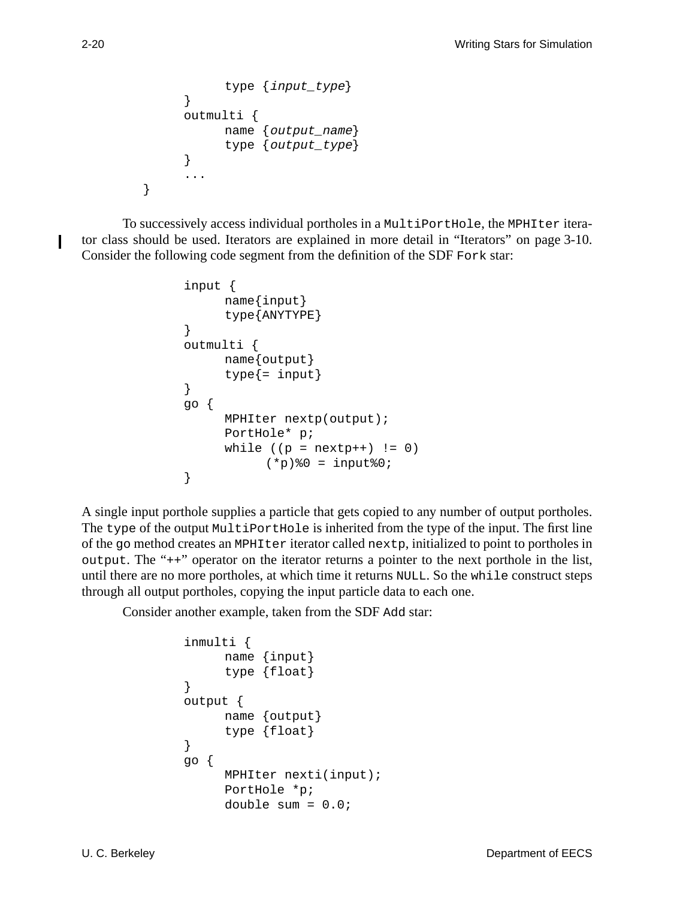```
            type {input_type}
        }
        outmulti {
            name {output_name}
            type {output_type}
        }
        ...
    }
```

To successively access individual portholes in a `MultiPortHole`, the `MPHIter` iterator class should be used. Iterators are explained in more detail in "Iterators" on page 3-10. Consider the following code segment from the definition of the SDF `Fork` star:

```
input {
    name{input}
    type{ANYTYPE}
}
outmulti {
    name{output}
    type{= input}
}
go {
    MPHIter nextp(output);
    PortHole* p;
    while ((p = nextp++) != 0)
        (*p)%0 = input%0;
}
```

A single input porthole supplies a particle that gets copied to any number of output portholes. The `type` of the output `MultiPortHole` is inherited from the type of the input. The first line of the `go` method creates an `MPHIter` iterator called `nextp`, initialized to point to portholes in `output`. The "++" operator on the iterator returns a pointer to the next porthole in the list, until there are no more portholes, at which time it returns `NULL`. So the `while` construct steps through all output portholes, copying the input particle data to each one.

Consider another example, taken from the SDF `Add` star:

```
inmulti {
    name {input}
    type {float}
}
output {
    name {output}
    type {float}
}
go {
    MPHIter nexti(input);
    PortHole *p;
    double sum = 0.0;
```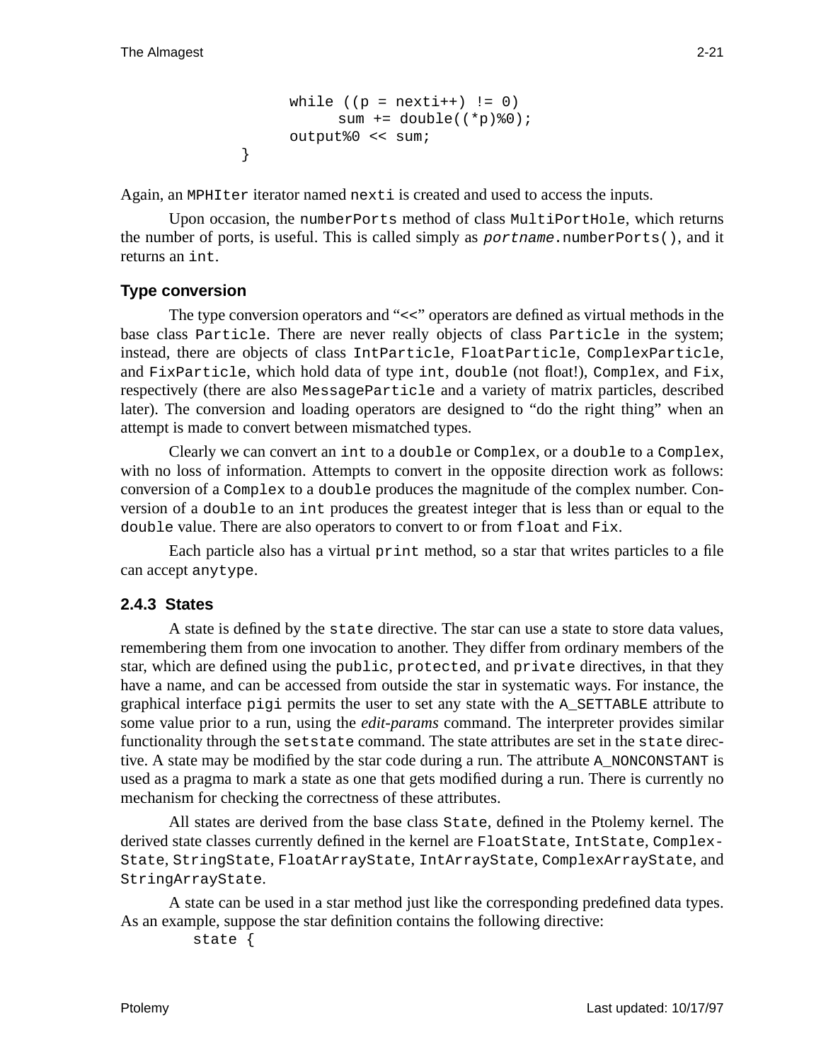```
            while ((p = nexti++) != 0)
                  sum += double((*p)%0);
            output%0 << sum;
      }
```

Again, an `MPHIter` iterator named `nexti` is created and used to access the inputs.

Upon occasion, the `numberPorts` method of class `MultiPortHole`, which returns the number of ports, is useful. This is called simply as *`portname`*`.numberPorts()`, and it returns an `int`.

### Type conversion

The type conversion operators and "<<" operators are defined as virtual methods in the base class `Particle`. There are never really objects of class `Particle` in the system; instead, there are objects of class `IntParticle`, `FloatParticle`, `ComplexParticle`, and `FixParticle`, which hold data of type `int`, `double` (not float!), `Complex`, and `Fix`, respectively (there are also `MessageParticle` and a variety of matrix particles, described later). The conversion and loading operators are designed to "do the right thing" when an attempt is made to convert between mismatched types.

Clearly we can convert an `int` to a `double` or `Complex`, or a `double` to a `Complex`, with no loss of information. Attempts to convert in the opposite direction work as follows: conversion of a `Complex` to a `double` produces the magnitude of the complex number. Conversion of a `double` to an `int` produces the greatest integer that is less than or equal to the `double` value. There are also operators to convert to or from `float` and `Fix`.

Each particle also has a virtual `print` method, so a star that writes particles to a file can accept `anytype`.

### 2.4.3 States

A state is defined by the `state` directive. The star can use a state to store data values, remembering them from one invocation to another. They differ from ordinary members of the star, which are defined using the `public`, `protected`, and `private` directives, in that they have a name, and can be accessed from outside the star in systematic ways. For instance, the graphical interface `pigi` permits the user to set any state with the `A_SETTABLE` attribute to some value prior to a run, using the *edit-params* command. The interpreter provides similar functionality through the `setstate` command. The state attributes are set in the `state` directive. A state may be modified by the star code during a run. The attribute `A_NONCONSTANT` is used as a pragma to mark a state as one that gets modified during a run. There is currently no mechanism for checking the correctness of these attributes.

All states are derived from the base class `State`, defined in the Ptolemy kernel. The derived state classes currently defined in the kernel are `FloatState`, `IntState`, `ComplexState`, `StringState`, `FloatArrayState`, `IntArrayState`, `ComplexArrayState`, and `StringArrayState`.

A state can be used in a star method just like the corresponding predefined data types. As an example, suppose the star definition contains the following directive:

```
      state {
```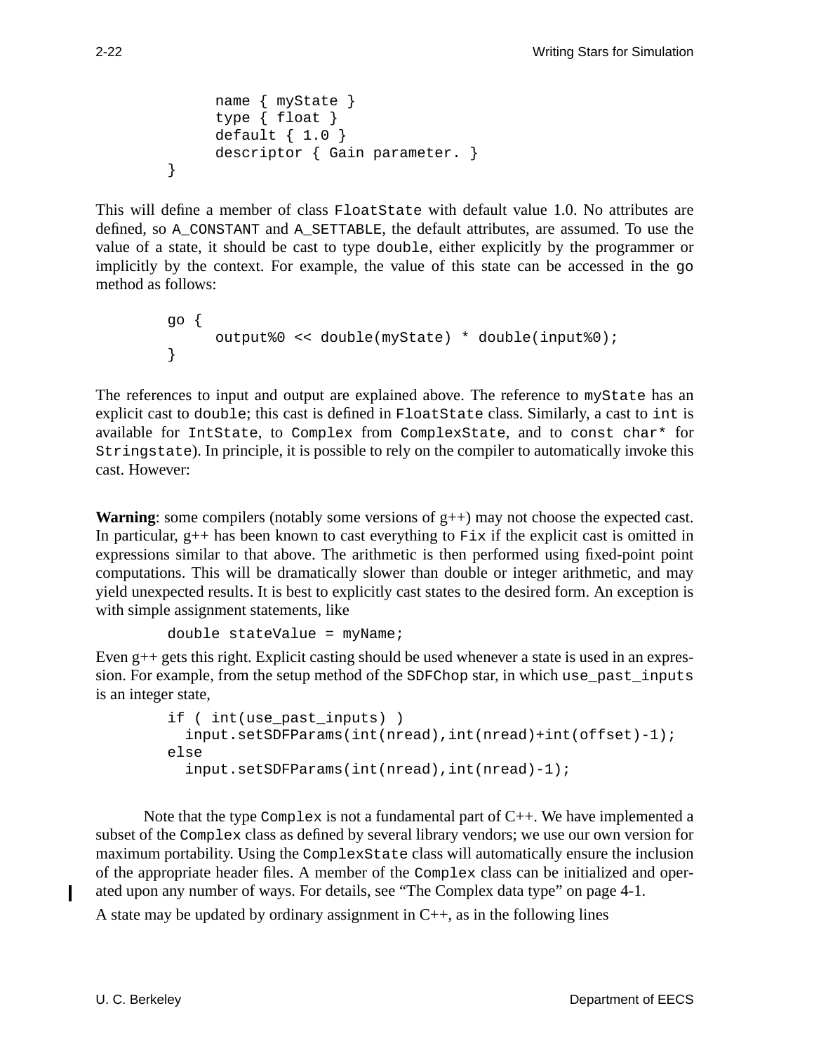```
        name { myState }
        type { float }
        default { 1.0 }
        descriptor { Gain parameter. }
}
```

This will define a member of class `FloatState` with default value 1.0. No attributes are defined, so `A_CONSTANT` and `A_SETTABLE`, the default attributes, are assumed. To use the value of a state, it should be cast to type `double`, either explicitly by the programmer or implicitly by the context. For example, the value of this state can be accessed in the `go` method as follows:

```
go {
        output%0 << double(myState) * double(input%0);
}
```

The references to input and output are explained above. The reference to `myState` has an explicit cast to `double`; this cast is defined in `FloatState` class. Similarly, a cast to `int` is available for `IntState`, to `Complex` from `ComplexState`, and to `const char*` for `Stringstate`). In principle, it is possible to rely on the compiler to automatically invoke this cast. However:

**Warning**: some compilers (notably some versions of g++) may not choose the expected cast. In particular, g++ has been known to cast everything to `Fix` if the explicit cast is omitted in expressions similar to that above. The arithmetic is then performed using fixed-point point computations. This will be dramatically slower than double or integer arithmetic, and may yield unexpected results. It is best to explicitly cast states to the desired form. An exception is with simple assignment statements, like

```
double stateValue = myName;
```

Even g++ gets this right. Explicit casting should be used whenever a state is used in an expression. For example, from the setup method of the `SDFChop` star, in which `use_past_inputs` is an integer state,

```
if ( int(use_past_inputs) )
  input.setSDFParams(int(nread),int(nread)+int(offset)-1);
else
  input.setSDFParams(int(nread),int(nread)-1);
```

Note that the type `Complex` is not a fundamental part of C++. We have implemented a subset of the `Complex` class as defined by several library vendors; we use our own version for maximum portability. Using the `ComplexState` class will automatically ensure the inclusion of the appropriate header files. A member of the `Complex` class can be initialized and operated upon any number of ways. For details, see "The Complex data type" on page 4-1.

A state may be updated by ordinary assignment in C++, as in the following lines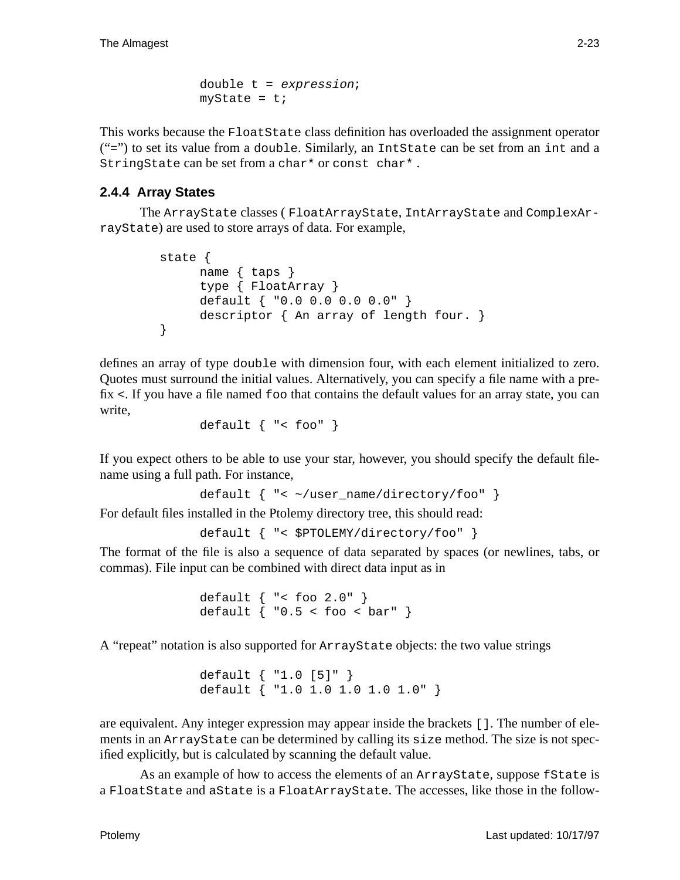```
double t = expression;
myState = t;
```

This works because the `FloatState` class definition has overloaded the assignment operator ("`=`") to set its value from a `double`. Similarly, an `IntState` can be set from an `int` and a `StringState` can be set from a `char*` or `const char*` .

### 2.4.4 Array States

The `ArrayState` classes ( `FloatArrayState`, `IntArrayState` and `ComplexArrayState`) are used to store arrays of data. For example,

```
state {
      name { taps }
      type { FloatArray }
      default { "0.0 0.0 0.0 0.0" }
      descriptor { An array of length four. }
}
```

defines an array of type `double` with dimension four, with each element initialized to zero. Quotes must surround the initial values. Alternatively, you can specify a file name with a prefix **<**. If you have a file named `foo` that contains the default values for an array state, you can write,

```
default { "< foo" }
```

If you expect others to be able to use your star, however, you should specify the default filename using a full path. For instance,

```
default { "< ~/user_name/directory/foo" }
```

For default files installed in the Ptolemy directory tree, this should read:

```
default { "< $PTOLEMY/directory/foo" }
```

The format of the file is also a sequence of data separated by spaces (or newlines, tabs, or commas). File input can be combined with direct data input as in

```
default { "< foo 2.0" }
default { "0.5 < foo < bar" }
```

A "repeat" notation is also supported for `ArrayState` objects: the two value strings

```
default { "1.0 [5]" }
default { "1.0 1.0 1.0 1.0 1.0" }
```

are equivalent. Any integer expression may appear inside the brackets `[]`. The number of elements in an `ArrayState` can be determined by calling its `size` method. The size is not specified explicitly, but is calculated by scanning the default value.

As an example of how to access the elements of an `ArrayState`, suppose `fState` is a `FloatState` and `aState` is a `FloatArrayState`. The accesses, like those in the follow-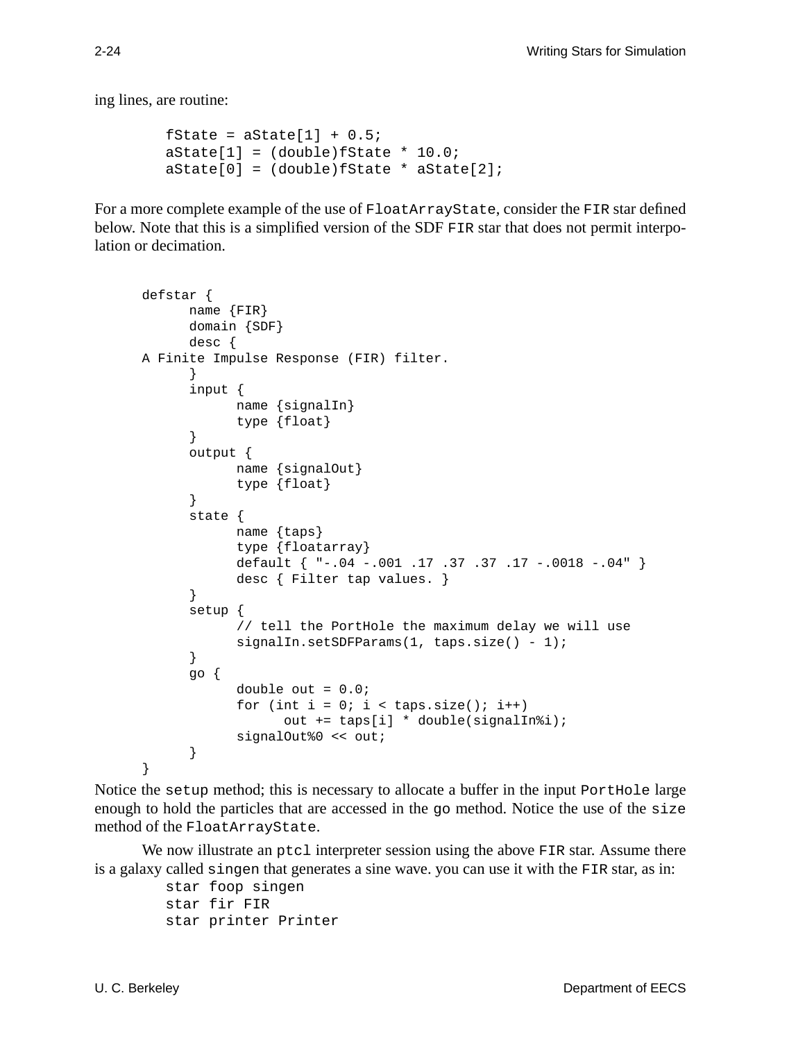ing lines, are routine:

```
fState = aState[1] + 0.5;
aState[1] = (double)fState * 10.0;
aState[0] = (double)fState * aState[2];
```

For a more complete example of the use of `FloatArrayState`, consider the `FIR` star defined below. Note that this is a simplified version of the SDF `FIR` star that does not permit interpolation or decimation.

```
defstar {
      name {FIR}
      domain {SDF}
      desc {
A Finite Impulse Response (FIR) filter.
      }
      input {
            name {signalIn}
            type {float}
      }
      output {
            name {signalOut}
            type {float}
      }
      state {
            name {taps}
            type {floatarray}
            default { "-.04 -.001 .17 .37 .37 .17 -.0018 -.04" }
            desc { Filter tap values. }
      }
      setup {
            // tell the PortHole the maximum delay we will use
            signalIn.setSDFParams(1, taps.size() - 1);
      }
      go {
            double out = 0.0;
            for (int i = 0; i < taps.size(); i++)
                  out += taps[i] * double(signalIn%i);
            signalOut%0 << out;
      }
}
```

Notice the `setup` method; this is necessary to allocate a buffer in the input `PortHole` large enough to hold the particles that are accessed in the `go` method. Notice the use of the `size` method of the `FloatArrayState`.

We now illustrate an `ptcl` interpreter session using the above `FIR` star. Assume there is a galaxy called `singen` that generates a sine wave. you can use it with the `FIR` star, as in:

```
star foop singen
star fir FIR
star printer Printer
```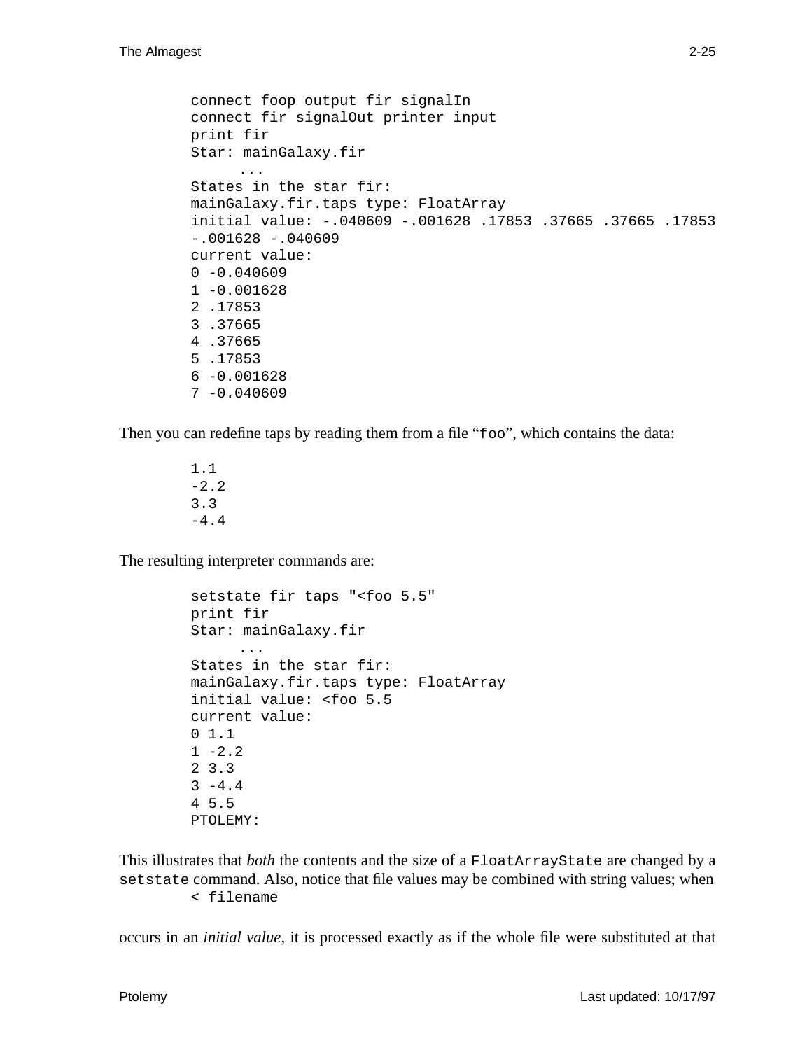```
connect foop output fir signalIn
connect fir signalOut printer input
print fir
Star: mainGalaxy.fir
     ...
States in the star fir:
mainGalaxy.fir.taps type: FloatArray
initial value: -.040609 -.001628 .17853 .37665 .37665 .17853
-.001628 -.040609
current value:
0 -0.040609
1 -0.001628
2 .17853
3 .37665
4 .37665
5 .17853
6 -0.001628
7 -0.040609
```

Then you can redefine taps by reading them from a file “`foo`”, which contains the data:

```
1.1
-2.2
3.3
-4.4
```

The resulting interpreter commands are:

```
setstate fir taps "<foo 5.5"
print fir
Star: mainGalaxy.fir
     ...
States in the star fir:
mainGalaxy.fir.taps type: FloatArray
initial value: <foo 5.5
current value:
0 1.1
1 -2.2
2 3.3
3 -4.4
4 5.5
PTOLEMY:
```

This illustrates that *both* the contents and the size of a `FloatArrayState` are changed by a `setstate` command. Also, notice that file values may be combined with string values; when

```
< filename
```

occurs in an *initial value*, it is processed exactly as if the whole file were substituted at that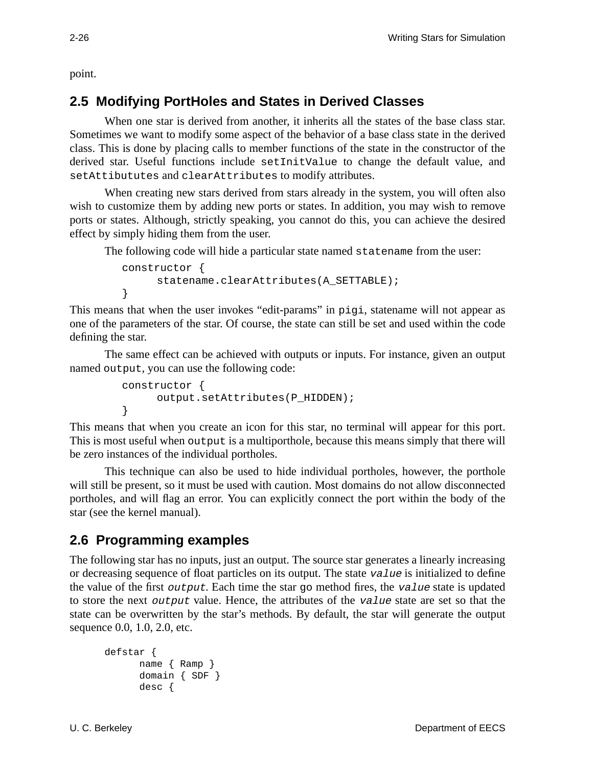point.

## 2.5 Modifying PortHoles and States in Derived Classes

When one star is derived from another, it inherits all the states of the base class star. Sometimes we want to modify some aspect of the behavior of a base class state in the derived class. This is done by placing calls to member functions of the state in the constructor of the derived star. Useful functions include `setInitValue` to change the default value, and `setAttibututes` and `clearAttributes` to modify attributes.

When creating new stars derived from stars already in the system, you will often also wish to customize them by adding new ports or states. In addition, you may wish to remove ports or states. Although, strictly speaking, you cannot do this, you can achieve the desired effect by simply hiding them from the user.

The following code will hide a particular state named `statename` from the user:

```
constructor {
      statename.clearAttributes(A_SETTABLE);
}
```

This means that when the user invokes "edit-params" in `pigi`, statename will not appear as one of the parameters of the star. Of course, the state can still be set and used within the code defining the star.

The same effect can be achieved with outputs or inputs. For instance, given an output named `output`, you can use the following code:

```
constructor {
      output.setAttributes(P_HIDDEN);
}
```

This means that when you create an icon for this star, no terminal will appear for this port. This is most useful when `output` is a multiporthole, because this means simply that there will be zero instances of the individual portholes.

This technique can also be used to hide individual portholes, however, the porthole will still be present, so it must be used with caution. Most domains do not allow disconnected portholes, and will flag an error. You can explicitly connect the port within the body of the star (see the kernel manual).

## 2.6 Programming examples

The following star has no inputs, just an output. The source star generates a linearly increasing or decreasing sequence of float particles on its output. The state *`value`* is initialized to define the value of the first *`output`*. Each time the star `go` method fires, the *`value`* state is updated to store the next *`output`* value. Hence, the attributes of the *`value`* state are set so that the state can be overwritten by the star's methods. By default, the star will generate the output sequence 0.0, 1.0, 2.0, etc.

```
defstar {
      name { Ramp }
      domain { SDF }
      desc {
```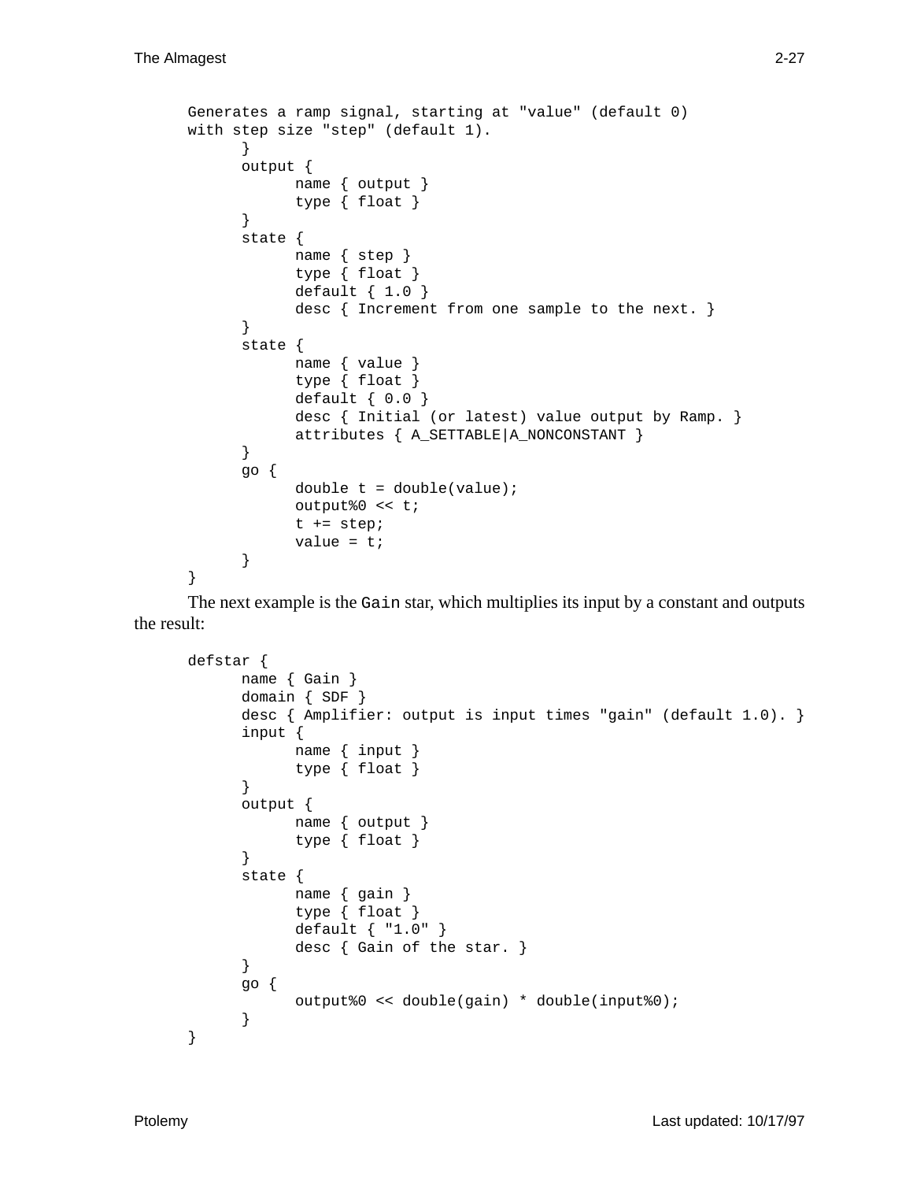```
Generates a ramp signal, starting at "value" (default 0)
with step size "step" (default 1).
      }
      output {
            name { output }
            type { float }
      }
      state {
            name { step }
            type { float }
            default { 1.0 }
            desc { Increment from one sample to the next. }
      }
      state {
            name { value }
            type { float }
            default { 0.0 }
            desc { Initial (or latest) value output by Ramp. }
            attributes { A_SETTABLE|A_NONCONSTANT }
      }
      go {
            double t = double(value);
            output%0 << t;
            t += step;
            value = t;
      }
}
```

The next example is the `Gain` star, which multiplies its input by a constant and outputs the result:

```
defstar {
      name { Gain }
      domain { SDF }
      desc { Amplifier: output is input times "gain" (default 1.0). }
      input {
            name { input }
            type { float }
      }
      output {
            name { output }
            type { float }
      }
      state {
            name { gain }
            type { float }
            default { "1.0" }
            desc { Gain of the star. }
      }
      go {
            output%0 << double(gain) * double(input%0);
      }
}
```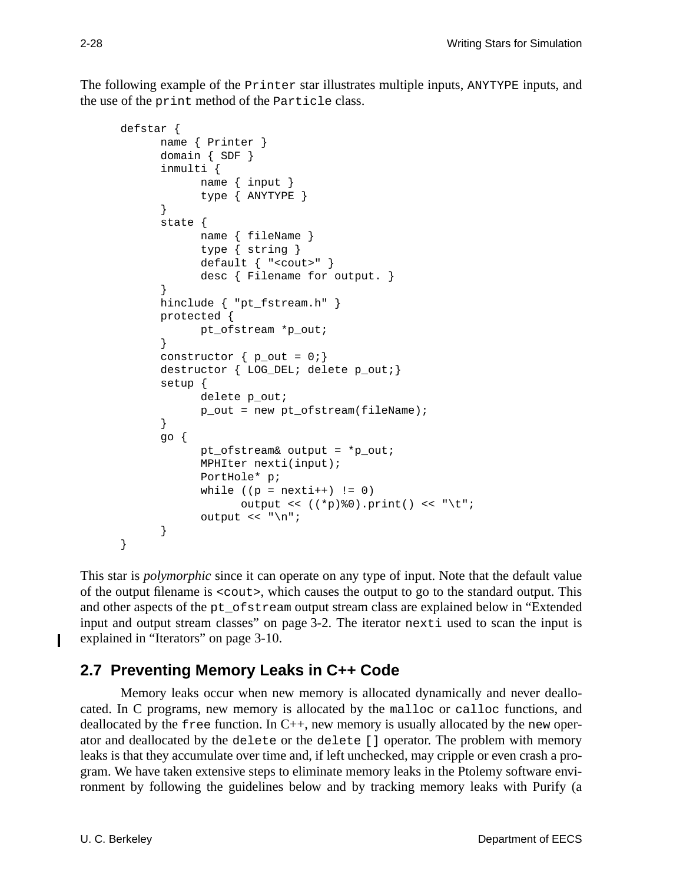The following example of the `Printer` star illustrates multiple inputs, `ANYTYPE` inputs, and the use of the `print` method of the `Particle` class.

```
defstar {
      name { Printer }
      domain { SDF }
      inmulti {
            name { input }
            type { ANYTYPE }
      }
      state {
            name { fileName }
            type { string }
            default { "<cout>" }
            desc { Filename for output. }
      }
      hinclude { "pt_fstream.h" }
      protected {
            pt_ofstream *p_out;
      }
      constructor { p_out = 0;}
      destructor { LOG_DEL; delete p_out;}
      setup {
            delete p_out;
            p_out = new pt_ofstream(fileName);
      }
      go {
            pt_ofstream& output = *p_out;
            MPHIter nexti(input);
            PortHole* p;
            while ((p = nexti++) != 0)
                  output << ((*p)%0).print() << "\t";
            output << "\n";
      }
}
```

This star is *polymorphic* since it can operate on any type of input. Note that the default value of the output filename is `<cout>`, which causes the output to go to the standard output. This and other aspects of the `pt_ofstream` output stream class are explained below in "Extended input and output stream classes" on page 3-2. The iterator `nexti` used to scan the input is explained in "Iterators" on page 3-10.

## 2.7 Preventing Memory Leaks in C++ Code

Memory leaks occur when new memory is allocated dynamically and never deallocated. In C programs, new memory is allocated by the `malloc` or `calloc` functions, and deallocated by the `free` function. In C++, new memory is usually allocated by the `new` operator and deallocated by the `delete` or the `delete []` operator. The problem with memory leaks is that they accumulate over time and, if left unchecked, may cripple or even crash a program. We have taken extensive steps to eliminate memory leaks in the Ptolemy software environment by following the guidelines below and by tracking memory leaks with Purify (a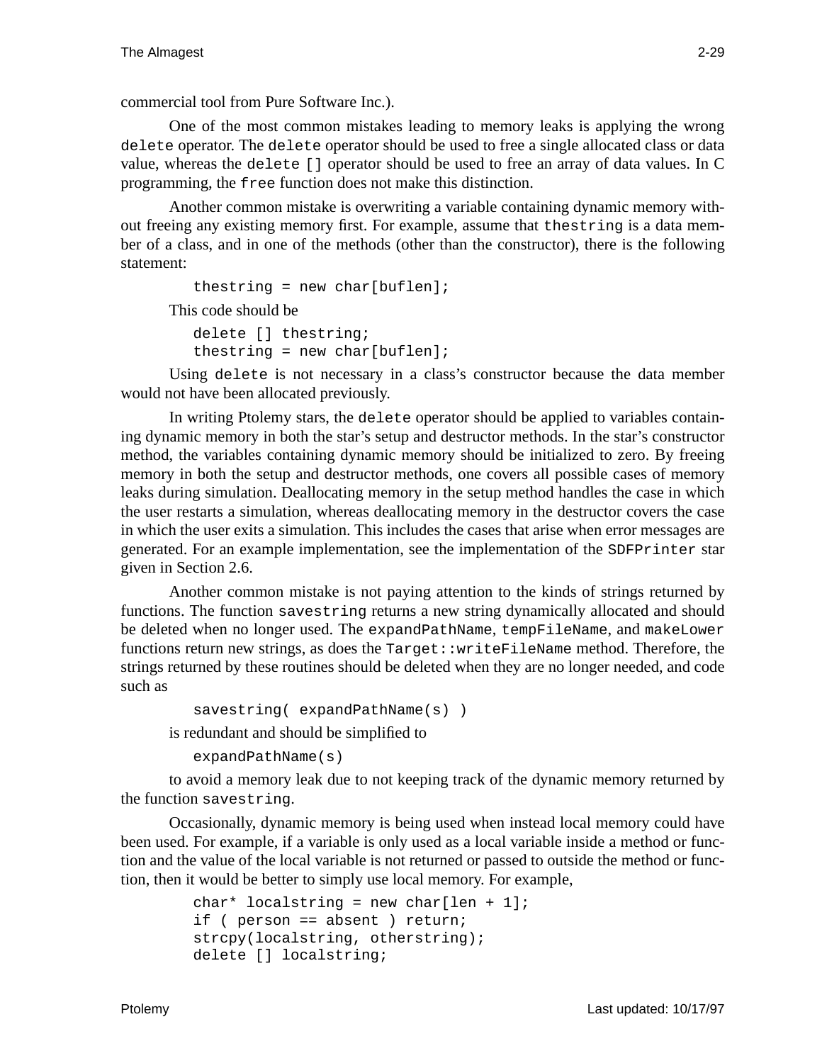commercial tool from Pure Software Inc.).

One of the most common mistakes leading to memory leaks is applying the wrong `delete` operator. The `delete` operator should be used to free a single allocated class or data value, whereas the `delete []` operator should be used to free an array of data values. In C programming, the `free` function does not make this distinction.

Another common mistake is overwriting a variable containing dynamic memory without freeing any existing memory first. For example, assume that `thestring` is a data member of a class, and in one of the methods (other than the constructor), there is the following statement:

```
thestring = new char[buflen];
```

This code should be

```
delete [] thestring;
thestring = new char[buflen];
```

Using `delete` is not necessary in a class's constructor because the data member would not have been allocated previously.

In writing Ptolemy stars, the `delete` operator should be applied to variables containing dynamic memory in both the star's setup and destructor methods. In the star's constructor method, the variables containing dynamic memory should be initialized to zero. By freeing memory in both the setup and destructor methods, one covers all possible cases of memory leaks during simulation. Deallocating memory in the setup method handles the case in which the user restarts a simulation, whereas deallocating memory in the destructor covers the case in which the user exits a simulation. This includes the cases that arise when error messages are generated. For an example implementation, see the implementation of the `SDFPrinter` star given in Section 2.6.

Another common mistake is not paying attention to the kinds of strings returned by functions. The function `savestring` returns a new string dynamically allocated and should be deleted when no longer used. The `expandPathName`, `tempFileName`, and `makeLower` functions return new strings, as does the `Target::writeFileName` method. Therefore, the strings returned by these routines should be deleted when they are no longer needed, and code such as

```
savestring( expandPathName(s) )
```

is redundant and should be simplified to

```
expandPathName(s)
```

to avoid a memory leak due to not keeping track of the dynamic memory returned by the function `savestring`.

Occasionally, dynamic memory is being used when instead local memory could have been used. For example, if a variable is only used as a local variable inside a method or function and the value of the local variable is not returned or passed to outside the method or function, then it would be better to simply use local memory. For example,

```
char* localstring = new char[len + 1];
if ( person == absent ) return;
strcpy(localstring, otherstring);
delete [] localstring;
```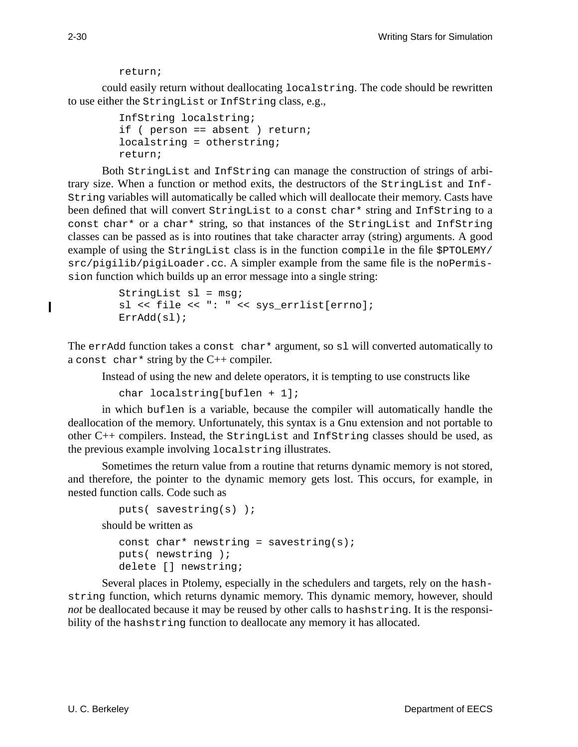```
return;
```

could easily return without deallocating `localstring`. The code should be rewritten to use either the `StringList` or `InfString` class, e.g.,

```
InfString localstring;
if ( person == absent ) return;
localstring = otherstring;
return;
```

Both `StringList` and `InfString` can manage the construction of strings of arbitrary size. When a function or method exits, the destructors of the `StringList` and `InfString` variables will automatically be called which will deallocate their memory. Casts have been defined that will convert `StringList` to a `const char*` string and `InfString` to a `const char*` or a `char*` string, so that instances of the `StringList` and `InfString` classes can be passed as is into routines that take character array (string) arguments. A good example of using the `StringList` class is in the function `compile` in the file `$PTOLEMY/src/pigilib/pigiLoader.cc`. A simpler example from the same file is the `noPermission` function which builds up an error message into a single string:

```
StringList sl = msg;
sl << file << ": " << sys_errlist[errno];
ErrAdd(sl);
```

The `errAdd` function takes a `const char*` argument, so `sl` will converted automatically to a `const char*` string by the C++ compiler.

Instead of using the new and delete operators, it is tempting to use constructs like

```
char localstring[buflen + 1];
```

in which `buflen` is a variable, because the compiler will automatically handle the deallocation of the memory. Unfortunately, this syntax is a Gnu extension and not portable to other C++ compilers. Instead, the `StringList` and `InfString` classes should be used, as the previous example involving `localstring` illustrates.

Sometimes the return value from a routine that returns dynamic memory is not stored, and therefore, the pointer to the dynamic memory gets lost. This occurs, for example, in nested function calls. Code such as

```
puts( savestring(s) );
```

should be written as

```
const char* newstring = savestring(s);
puts( newstring );
delete [] newstring;
```

Several places in Ptolemy, especially in the schedulers and targets, rely on the `hashstring` function, which returns dynamic memory. This dynamic memory, however, should *not* be deallocated because it may be reused by other calls to `hashstring`. It is the responsibility of the `hashstring` function to deallocate any memory it has allocated.